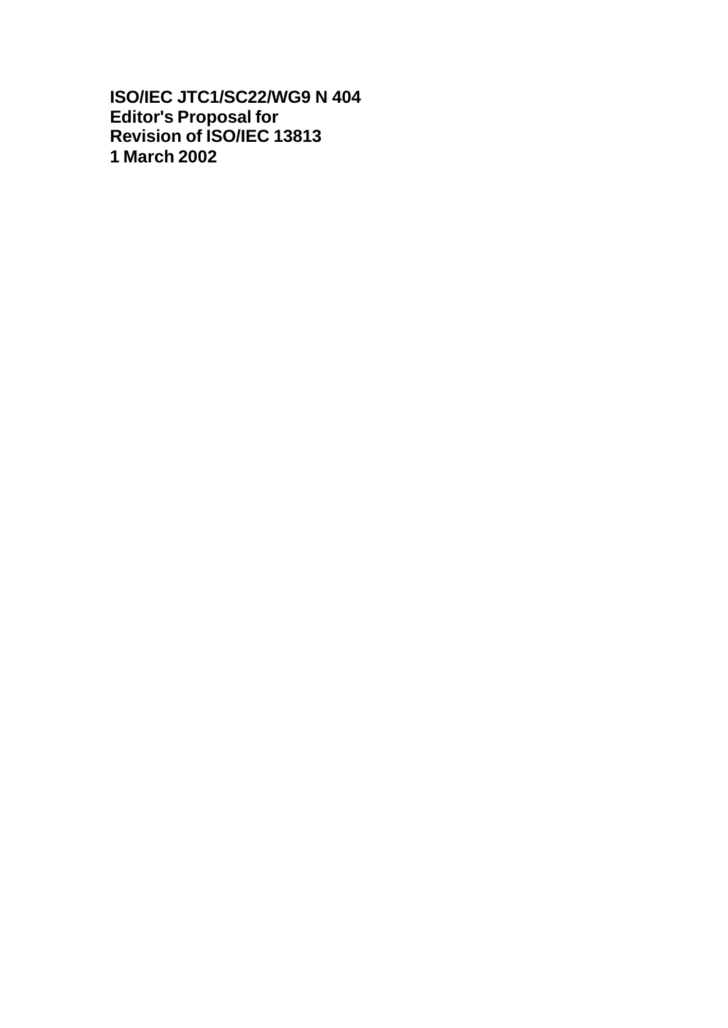**ISO/IEC JTC1/SC22/WG9 N 404**
**Editor's Proposal for**
**Revision of ISO/IEC 13813**
**1 March 2002**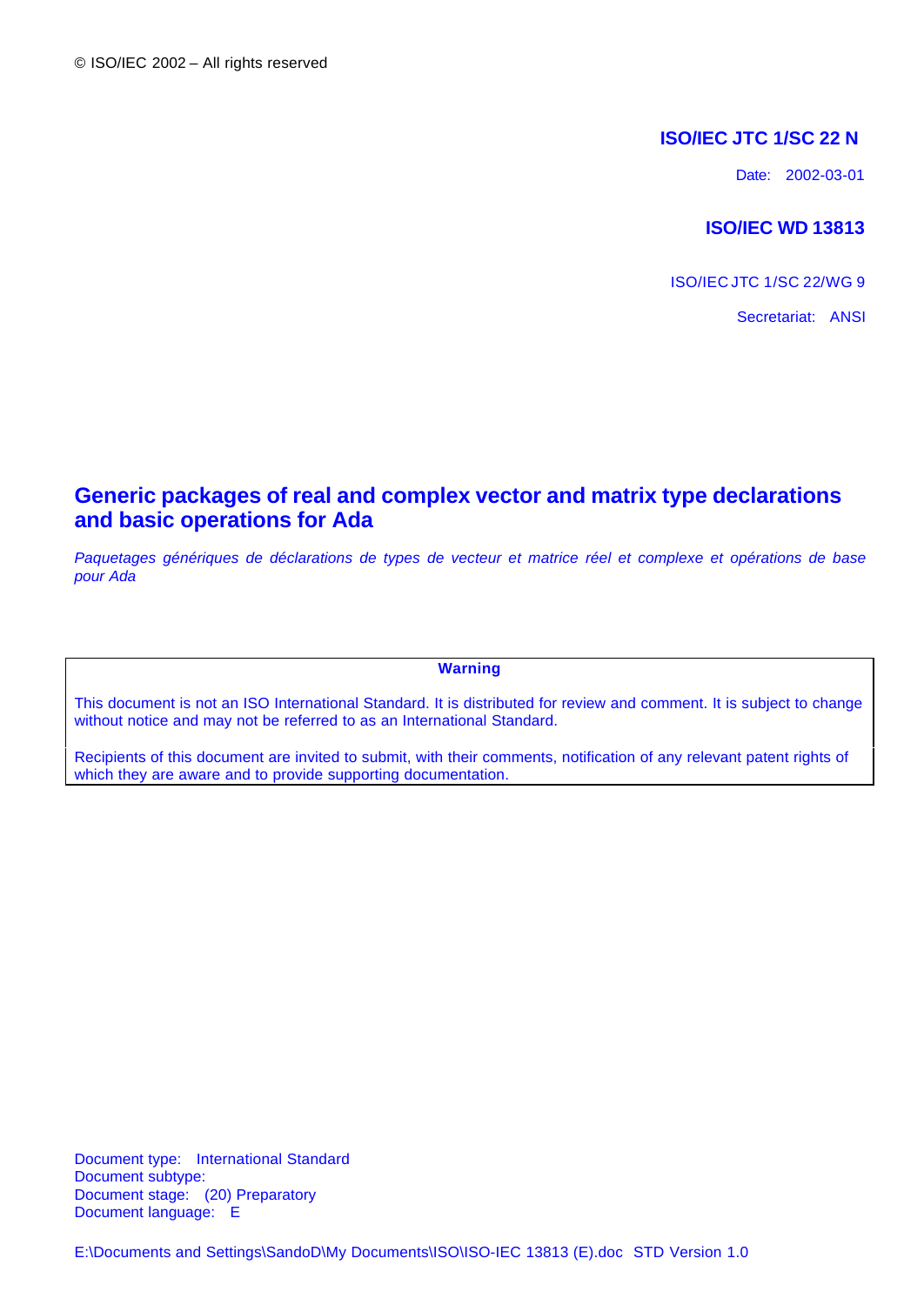© ISO/IEC 2002 – All rights reserved

**ISO/IEC JTC 1/SC 22 N**

Date: 2002-03-01

**ISO/IEC WD 13813**

ISO/IEC JTC 1/SC 22/WG 9

Secretariat: ANSI

# Generic packages of real and complex vector and matrix type declarations and basic operations for Ada

*Paquetages génériques de déclarations de types de vecteur et matrice réel et complexe et opérations de base pour Ada*

| **Warning** |
| --- |
| This document is not an ISO International Standard. It is distributed for review and comment. It is subject to change without notice and may not be referred to as an International Standard. |
| Recipients of this document are invited to submit, with their comments, notification of any relevant patent rights of which they are aware and to provide supporting documentation. |

Document type: International Standard
Document subtype:
Document stage: (20) Preparatory
Document language: E

E:\Documents and Settings\SandoD\My Documents\ISO\ISO-IEC 13813 (E).doc STD Version 1.0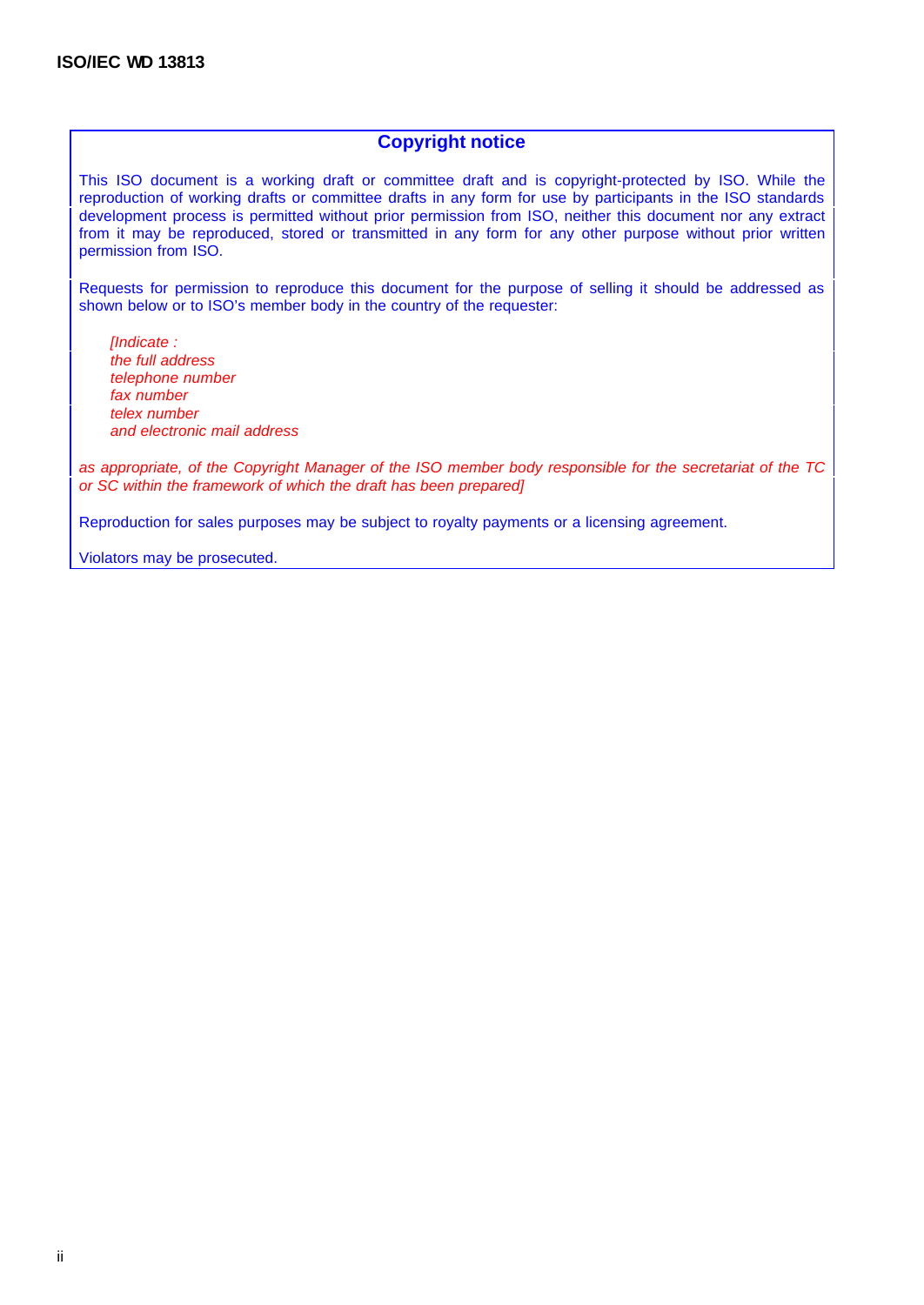## Copyright notice

This ISO document is a working draft or committee draft and is copyright-protected by ISO. While the reproduction of working drafts or committee drafts in any form for use by participants in the ISO standards development process is permitted without prior permission from ISO, neither this document nor any extract from it may be reproduced, stored or transmitted in any form for any other purpose without prior written permission from ISO.

Requests for permission to reproduce this document for the purpose of selling it should be addressed as shown below or to ISO's member body in the country of the requester:

> *[Indicate :*
> *the full address*
> *telephone number*
> *fax number*
> *telex number*
> *and electronic mail address*

*as appropriate, of the Copyright Manager of the ISO member body responsible for the secretariat of the TC or SC within the framework of which the draft has been prepared]*

Reproduction for sales purposes may be subject to royalty payments or a licensing agreement.

Violators may be prosecuted.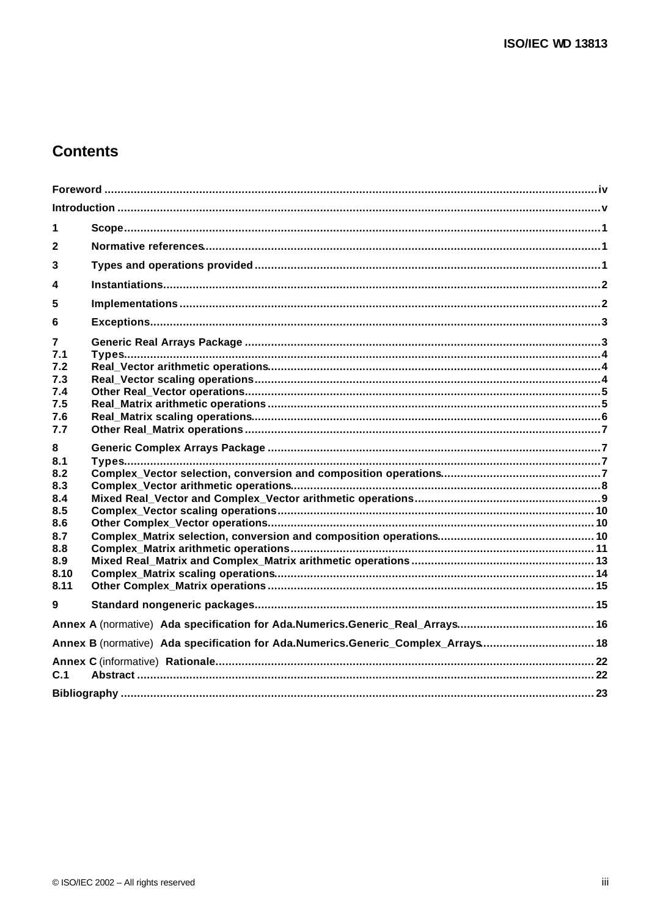# Contents

Foreword ..... iv

Introduction ..... v

1 Scope ..... 1

2 Normative references ..... 1

3 Types and operations provided ..... 1

4 Instantiations ..... 2

5 Implementations ..... 2

6 Exceptions ..... 3

7 Generic Real Arrays Package ..... 3
- 7.1 Types ..... 4
- 7.2 Real_Vector arithmetic operations ..... 4
- 7.3 Real_Vector scaling operations ..... 4
- 7.4 Other Real_Vector operations ..... 5
- 7.5 Real_Matrix arithmetic operations ..... 5
- 7.6 Real_Matrix scaling operations ..... 6
- 7.7 Other Real_Matrix operations ..... 7

8 Generic Complex Arrays Package ..... 7
- 8.1 Types ..... 7
- 8.2 Complex_Vector selection, conversion and composition operations ..... 7
- 8.3 Complex_Vector arithmetic operations ..... 8
- 8.4 Mixed Real_Vector and Complex_Vector arithmetic operations ..... 9
- 8.5 Complex_Vector scaling operations ..... 10
- 8.6 Other Complex_Vector operations ..... 10
- 8.7 Complex_Matrix selection, conversion and composition operations ..... 10
- 8.8 Complex_Matrix arithmetic operations ..... 11
- 8.9 Mixed Real_Matrix and Complex_Matrix arithmetic operations ..... 13
- 8.10 Complex_Matrix scaling operations ..... 14
- 8.11 Other Complex_Matrix operations ..... 15

9 Standard nongeneric packages ..... 15

Annex A (normative) Ada specification for Ada.Numerics.Generic_Real_Arrays ..... 16

Annex B (normative) Ada specification for Ada.Numerics.Generic_Complex_Arrays ..... 18

Annex C (informative) Rationale ..... 22
- C.1 Abstract ..... 22

Bibliography ..... 23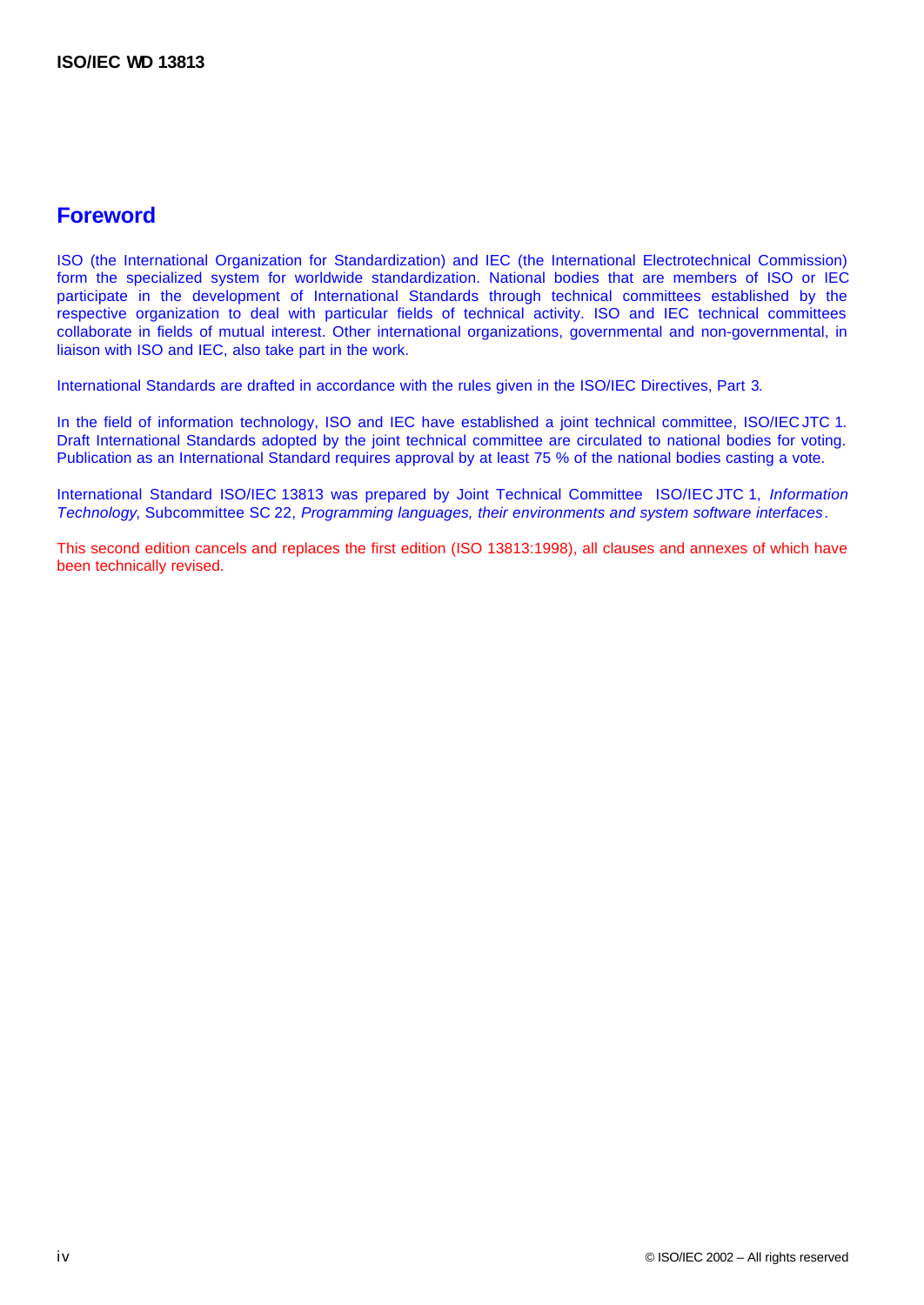# Foreword

ISO (the International Organization for Standardization) and IEC (the International Electrotechnical Commission) form the specialized system for worldwide standardization. National bodies that are members of ISO or IEC participate in the development of International Standards through technical committees established by the respective organization to deal with particular fields of technical activity. ISO and IEC technical committees collaborate in fields of mutual interest. Other international organizations, governmental and non-governmental, in liaison with ISO and IEC, also take part in the work.

International Standards are drafted in accordance with the rules given in the ISO/IEC Directives, Part 3.

In the field of information technology, ISO and IEC have established a joint technical committee, ISO/IEC JTC 1. Draft International Standards adopted by the joint technical committee are circulated to national bodies for voting. Publication as an International Standard requires approval by at least 75 % of the national bodies casting a vote.

International Standard ISO/IEC 13813 was prepared by Joint Technical Committee ISO/IEC JTC 1, *Information Technology*, Subcommittee SC 22, *Programming languages, their environments and system software interfaces*.

This second edition cancels and replaces the first edition (ISO 13813:1998), all clauses and annexes of which have been technically revised.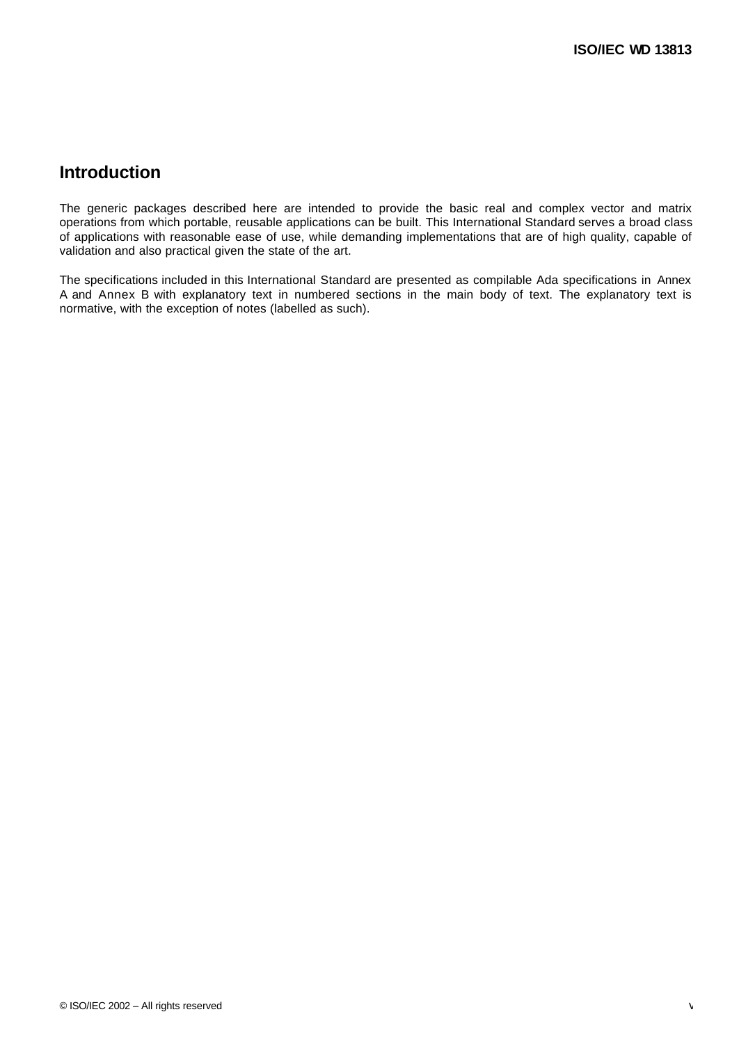# Introduction

The generic packages described here are intended to provide the basic real and complex vector and matrix operations from which portable, reusable applications can be built. This International Standard serves a broad class of applications with reasonable ease of use, while demanding implementations that are of high quality, capable of validation and also practical given the state of the art.

The specifications included in this International Standard are presented as compilable Ada specifications in Annex A and Annex B with explanatory text in numbered sections in the main body of text. The explanatory text is normative, with the exception of notes (labelled as such).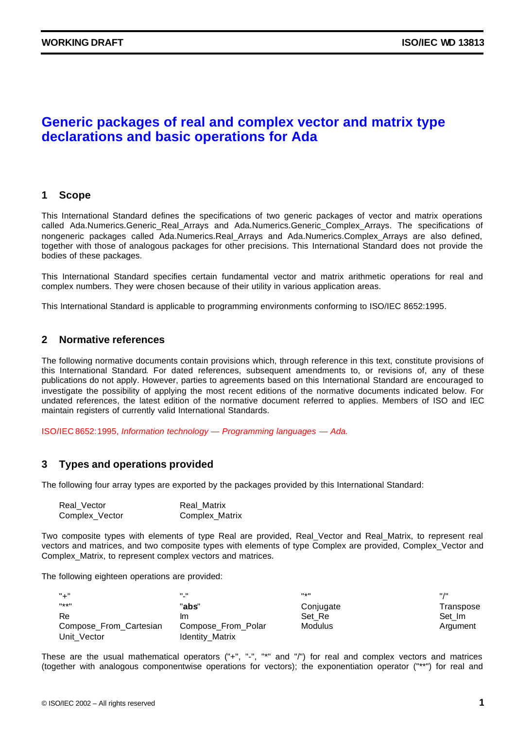# Generic packages of real and complex vector and matrix type declarations and basic operations for Ada

## 1 Scope

This International Standard defines the specifications of two generic packages of vector and matrix operations called Ada.Numerics.Generic_Real_Arrays and Ada.Numerics.Generic_Complex_Arrays. The specifications of nongeneric packages called Ada.Numerics.Real_Arrays and Ada.Numerics.Complex_Arrays are also defined, together with those of analogous packages for other precisions. This International Standard does not provide the bodies of these packages.

This International Standard specifies certain fundamental vector and matrix arithmetic operations for real and complex numbers. They were chosen because of their utility in various application areas.

This International Standard is applicable to programming environments conforming to ISO/IEC 8652:1995.

## 2 Normative references

The following normative documents contain provisions which, through reference in this text, constitute provisions of this International Standard. For dated references, subsequent amendments to, or revisions of, any of these publications do not apply. However, parties to agreements based on this International Standard are encouraged to investigate the possibility of applying the most recent editions of the normative documents indicated below. For undated references, the latest edition of the normative document referred to applies. Members of ISO and IEC maintain registers of currently valid International Standards.

ISO/IEC 8652:1995, *Information technology — Programming languages — Ada.*

## 3 Types and operations provided

The following four array types are exported by the packages provided by this International Standard:

| | |
|---|---|
| Real_Vector | Real_Matrix |
| Complex_Vector | Complex_Matrix |

Two composite types with elements of type Real are provided, Real_Vector and Real_Matrix, to represent real vectors and matrices, and two composite types with elements of type Complex are provided, Complex_Vector and Complex_Matrix, to represent complex vectors and matrices.

The following eighteen operations are provided:

| | | | |
|---|---|---|---|
| "+" | "-" | "*" | "/" |
| "**" | "**abs**" | Conjugate | Transpose |
| Re | Im | Set_Re | Set_Im |
| Compose_From_Cartesian | Compose_From_Polar | Modulus | Argument |
| Unit_Vector | Identity_Matrix | | |

These are the usual mathematical operators ("+", "-", "*" and "/") for real and complex vectors and matrices (together with analogous componentwise operations for vectors); the exponentiation operator ("**") for real and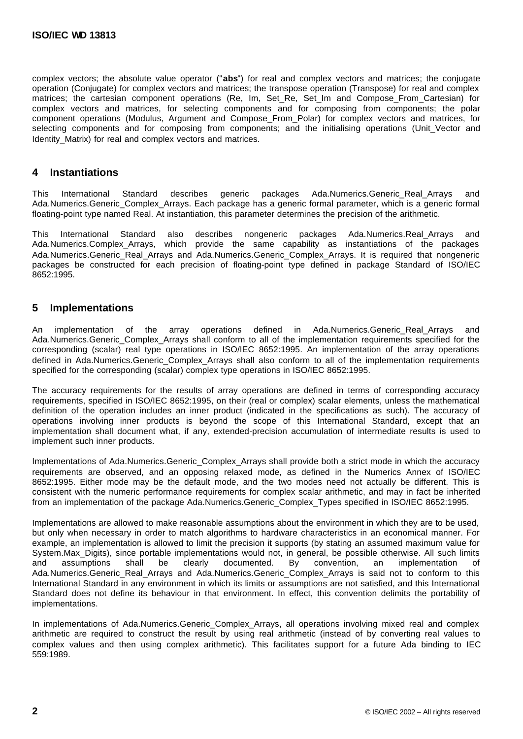complex vectors; the absolute value operator ("**abs**") for real and complex vectors and matrices; the conjugate operation (Conjugate) for complex vectors and matrices; the transpose operation (Transpose) for real and complex matrices; the cartesian component operations (Re, Im, Set_Re, Set_Im and Compose_From_Cartesian) for complex vectors and matrices, for selecting components and for composing from components; the polar component operations (Modulus, Argument and Compose_From_Polar) for complex vectors and matrices, for selecting components and for composing from components; and the initialising operations (Unit_Vector and Identity_Matrix) for real and complex vectors and matrices.

## 4 Instantiations

This International Standard describes generic packages Ada.Numerics.Generic_Real_Arrays and Ada.Numerics.Generic_Complex_Arrays. Each package has a generic formal parameter, which is a generic formal floating-point type named Real. At instantiation, this parameter determines the precision of the arithmetic.

This International Standard also describes nongeneric packages Ada.Numerics.Real_Arrays and Ada.Numerics.Complex_Arrays, which provide the same capability as instantiations of the packages Ada.Numerics.Generic_Real_Arrays and Ada.Numerics.Generic_Complex_Arrays. It is required that nongeneric packages be constructed for each precision of floating-point type defined in package Standard of ISO/IEC 8652:1995.

## 5 Implementations

An implementation of the array operations defined in Ada.Numerics.Generic_Real_Arrays and Ada.Numerics.Generic_Complex_Arrays shall conform to all of the implementation requirements specified for the corresponding (scalar) real type operations in ISO/IEC 8652:1995. An implementation of the array operations defined in Ada.Numerics.Generic_Complex_Arrays shall also conform to all of the implementation requirements specified for the corresponding (scalar) complex type operations in ISO/IEC 8652:1995.

The accuracy requirements for the results of array operations are defined in terms of corresponding accuracy requirements, specified in ISO/IEC 8652:1995, on their (real or complex) scalar elements, unless the mathematical definition of the operation includes an inner product (indicated in the specifications as such). The accuracy of operations involving inner products is beyond the scope of this International Standard, except that an implementation shall document what, if any, extended-precision accumulation of intermediate results is used to implement such inner products.

Implementations of Ada.Numerics.Generic_Complex_Arrays shall provide both a strict mode in which the accuracy requirements are observed, and an opposing relaxed mode, as defined in the Numerics Annex of ISO/IEC 8652:1995. Either mode may be the default mode, and the two modes need not actually be different. This is consistent with the numeric performance requirements for complex scalar arithmetic, and may in fact be inherited from an implementation of the package Ada.Numerics.Generic_Complex_Types specified in ISO/IEC 8652:1995.

Implementations are allowed to make reasonable assumptions about the environment in which they are to be used, but only when necessary in order to match algorithms to hardware characteristics in an economical manner. For example, an implementation is allowed to limit the precision it supports (by stating an assumed maximum value for System.Max_Digits), since portable implementations would not, in general, be possible otherwise. All such limits and assumptions shall be clearly documented. By convention, an implementation of Ada.Numerics.Generic_Real_Arrays and Ada.Numerics.Generic_Complex_Arrays is said not to conform to this International Standard in any environment in which its limits or assumptions are not satisfied, and this International Standard does not define its behaviour in that environment. In effect, this convention delimits the portability of implementations.

In implementations of Ada.Numerics.Generic_Complex_Arrays, all operations involving mixed real and complex arithmetic are required to construct the result by using real arithmetic (instead of by converting real values to complex values and then using complex arithmetic). This facilitates support for a future Ada binding to IEC 559:1989.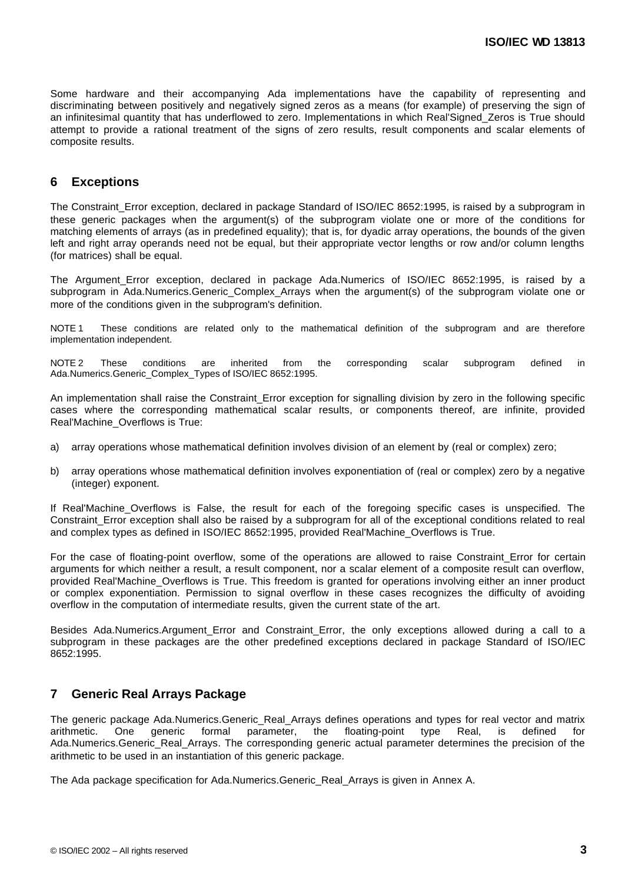Some hardware and their accompanying Ada implementations have the capability of representing and discriminating between positively and negatively signed zeros as a means (for example) of preserving the sign of an infinitesimal quantity that has underflowed to zero. Implementations in which Real'Signed_Zeros is True should attempt to provide a rational treatment of the signs of zero results, result components and scalar elements of composite results.

## 6 Exceptions

The Constraint_Error exception, declared in package Standard of ISO/IEC 8652:1995, is raised by a subprogram in these generic packages when the argument(s) of the subprogram violate one or more of the conditions for matching elements of arrays (as in predefined equality); that is, for dyadic array operations, the bounds of the given left and right array operands need not be equal, but their appropriate vector lengths or row and/or column lengths (for matrices) shall be equal.

The Argument_Error exception, declared in package Ada.Numerics of ISO/IEC 8652:1995, is raised by a subprogram in Ada.Numerics.Generic_Complex_Arrays when the argument(s) of the subprogram violate one or more of the conditions given in the subprogram's definition.

NOTE 1 These conditions are related only to the mathematical definition of the subprogram and are therefore implementation independent.

NOTE 2 These conditions are inherited from the corresponding scalar subprogram defined in Ada.Numerics.Generic_Complex_Types of ISO/IEC 8652:1995.

An implementation shall raise the Constraint_Error exception for signalling division by zero in the following specific cases where the corresponding mathematical scalar results, or components thereof, are infinite, provided Real'Machine_Overflows is True:

a) array operations whose mathematical definition involves division of an element by (real or complex) zero;

b) array operations whose mathematical definition involves exponentiation of (real or complex) zero by a negative (integer) exponent.

If Real'Machine_Overflows is False, the result for each of the foregoing specific cases is unspecified. The Constraint_Error exception shall also be raised by a subprogram for all of the exceptional conditions related to real and complex types as defined in ISO/IEC 8652:1995, provided Real'Machine_Overflows is True.

For the case of floating-point overflow, some of the operations are allowed to raise Constraint_Error for certain arguments for which neither a result, a result component, nor a scalar element of a composite result can overflow, provided Real'Machine_Overflows is True. This freedom is granted for operations involving either an inner product or complex exponentiation. Permission to signal overflow in these cases recognizes the difficulty of avoiding overflow in the computation of intermediate results, given the current state of the art.

Besides Ada.Numerics.Argument_Error and Constraint_Error, the only exceptions allowed during a call to a subprogram in these packages are the other predefined exceptions declared in package Standard of ISO/IEC 8652:1995.

## 7 Generic Real Arrays Package

The generic package Ada.Numerics.Generic_Real_Arrays defines operations and types for real vector and matrix arithmetic. One generic formal parameter, the floating-point type Real, is defined for Ada.Numerics.Generic_Real_Arrays. The corresponding generic actual parameter determines the precision of the arithmetic to be used in an instantiation of this generic package.

The Ada package specification for Ada.Numerics.Generic_Real_Arrays is given in Annex A.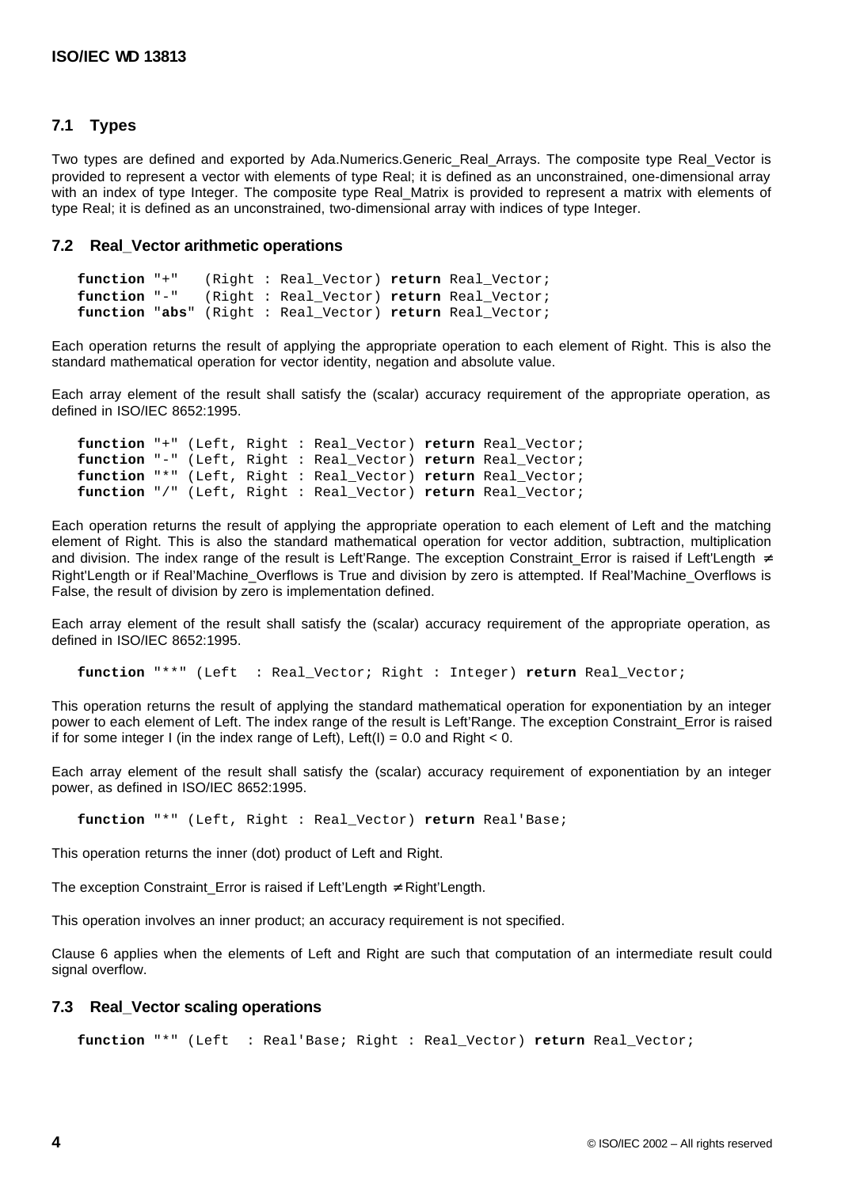### 7.1 Types

Two types are defined and exported by Ada.Numerics.Generic_Real_Arrays. The composite type Real_Vector is provided to represent a vector with elements of type Real; it is defined as an unconstrained, one-dimensional array with an index of type Integer. The composite type Real_Matrix is provided to represent a matrix with elements of type Real; it is defined as an unconstrained, two-dimensional array with indices of type Integer.

### 7.2 Real_Vector arithmetic operations

```
function "+"   (Right : Real_Vector) return Real_Vector;
function "-"   (Right : Real_Vector) return Real_Vector;
function "abs" (Right : Real_Vector) return Real_Vector;
```

Each operation returns the result of applying the appropriate operation to each element of Right. This is also the standard mathematical operation for vector identity, negation and absolute value.

Each array element of the result shall satisfy the (scalar) accuracy requirement of the appropriate operation, as defined in ISO/IEC 8652:1995.

```
function "+" (Left, Right : Real_Vector) return Real_Vector;
function "-" (Left, Right : Real_Vector) return Real_Vector;
function "*" (Left, Right : Real_Vector) return Real_Vector;
function "/" (Left, Right : Real_Vector) return Real_Vector;
```

Each operation returns the result of applying the appropriate operation to each element of Left and the matching element of Right. This is also the standard mathematical operation for vector addition, subtraction, multiplication and division. The index range of the result is Left'Range. The exception Constraint_Error is raised if Left'Length ≠ Right'Length or if Real'Machine_Overflows is True and division by zero is attempted. If Real'Machine_Overflows is False, the result of division by zero is implementation defined.

Each array element of the result shall satisfy the (scalar) accuracy requirement of the appropriate operation, as defined in ISO/IEC 8652:1995.

```
function "**" (Left  : Real_Vector; Right : Integer) return Real_Vector;
```

This operation returns the result of applying the standard mathematical operation for exponentiation by an integer power to each element of Left. The index range of the result is Left'Range. The exception Constraint_Error is raised if for some integer I (in the index range of Left), Left(I) = 0.0 and Right < 0.

Each array element of the result shall satisfy the (scalar) accuracy requirement of exponentiation by an integer power, as defined in ISO/IEC 8652:1995.

```
function "*" (Left, Right : Real_Vector) return Real'Base;
```

This operation returns the inner (dot) product of Left and Right.

The exception Constraint_Error is raised if Left'Length ≠ Right'Length.

This operation involves an inner product; an accuracy requirement is not specified.

Clause 6 applies when the elements of Left and Right are such that computation of an intermediate result could signal overflow.

### 7.3 Real_Vector scaling operations

```
function "*" (Left  : Real'Base; Right : Real_Vector) return Real_Vector;
```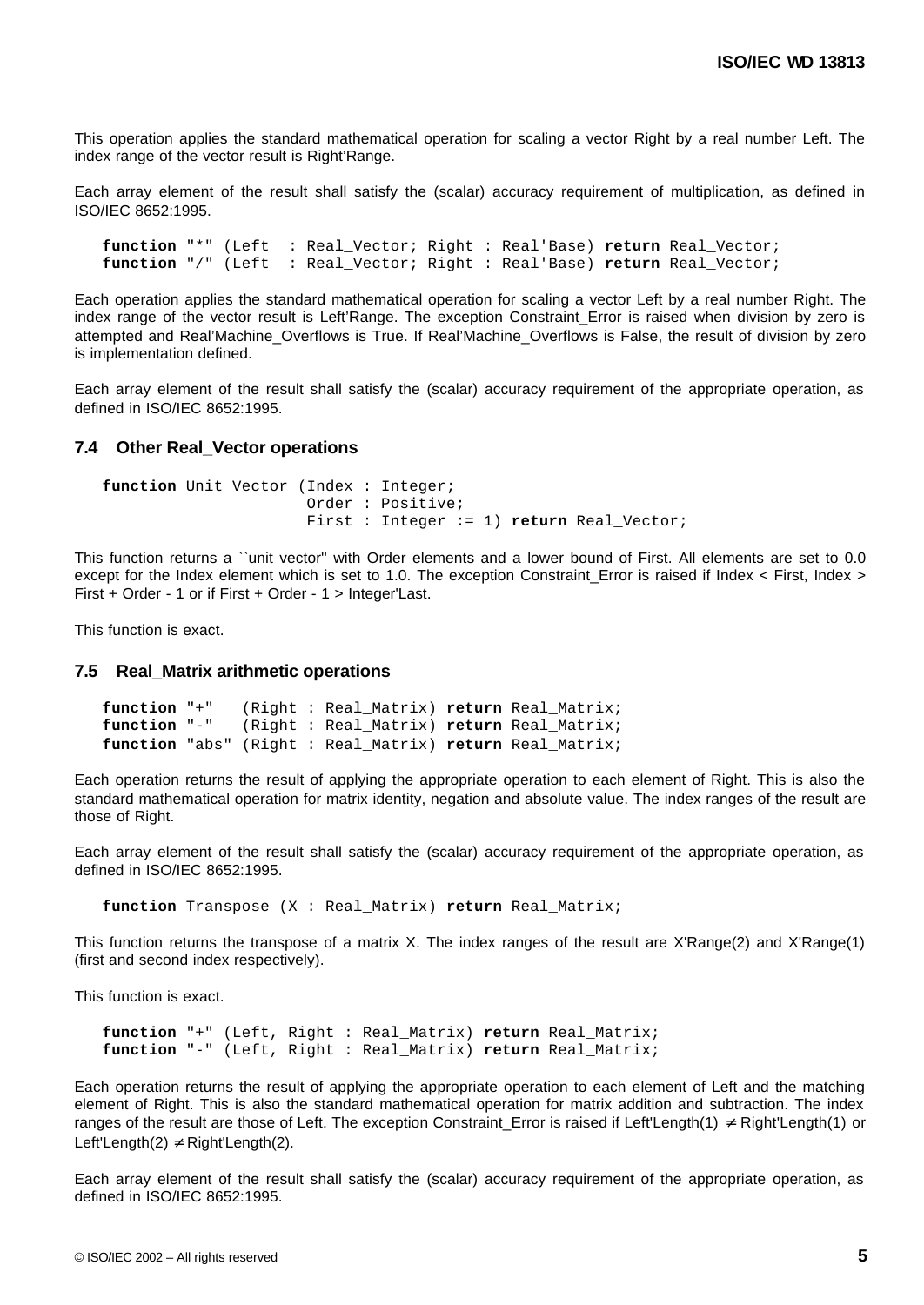This operation applies the standard mathematical operation for scaling a vector Right by a real number Left. The index range of the vector result is Right'Range.

Each array element of the result shall satisfy the (scalar) accuracy requirement of multiplication, as defined in ISO/IEC 8652:1995.

```
function "*" (Left  : Real_Vector; Right : Real'Base) return Real_Vector;
function "/" (Left  : Real_Vector; Right : Real'Base) return Real_Vector;
```

Each operation applies the standard mathematical operation for scaling a vector Left by a real number Right. The index range of the vector result is Left'Range. The exception Constraint_Error is raised when division by zero is attempted and Real'Machine_Overflows is True. If Real'Machine_Overflows is False, the result of division by zero is implementation defined.

Each array element of the result shall satisfy the (scalar) accuracy requirement of the appropriate operation, as defined in ISO/IEC 8652:1995.

### 7.4 Other Real_Vector operations

```
function Unit_Vector (Index : Integer;
                      Order : Positive;
                      First : Integer := 1) return Real_Vector;
```

This function returns a ``unit vector'' with Order elements and a lower bound of First. All elements are set to 0.0 except for the Index element which is set to 1.0. The exception Constraint_Error is raised if Index < First, Index > First + Order - 1 or if First + Order - 1 > Integer'Last.

This function is exact.

### 7.5 Real_Matrix arithmetic operations

```
function "+"   (Right : Real_Matrix) return Real_Matrix;
function "-"   (Right : Real_Matrix) return Real_Matrix;
function "abs" (Right : Real_Matrix) return Real_Matrix;
```

Each operation returns the result of applying the appropriate operation to each element of Right. This is also the standard mathematical operation for matrix identity, negation and absolute value. The index ranges of the result are those of Right.

Each array element of the result shall satisfy the (scalar) accuracy requirement of the appropriate operation, as defined in ISO/IEC 8652:1995.

```
function Transpose (X : Real_Matrix) return Real_Matrix;
```

This function returns the transpose of a matrix X. The index ranges of the result are X'Range(2) and X'Range(1) (first and second index respectively).

This function is exact.

```
function "+" (Left, Right : Real_Matrix) return Real_Matrix;
function "-" (Left, Right : Real_Matrix) return Real_Matrix;
```

Each operation returns the result of applying the appropriate operation to each element of Left and the matching element of Right. This is also the standard mathematical operation for matrix addition and subtraction. The index ranges of the result are those of Left. The exception Constraint_Error is raised if Left'Length(1) ≠ Right'Length(1) or Left'Length(2) ≠ Right'Length(2).

Each array element of the result shall satisfy the (scalar) accuracy requirement of the appropriate operation, as defined in ISO/IEC 8652:1995.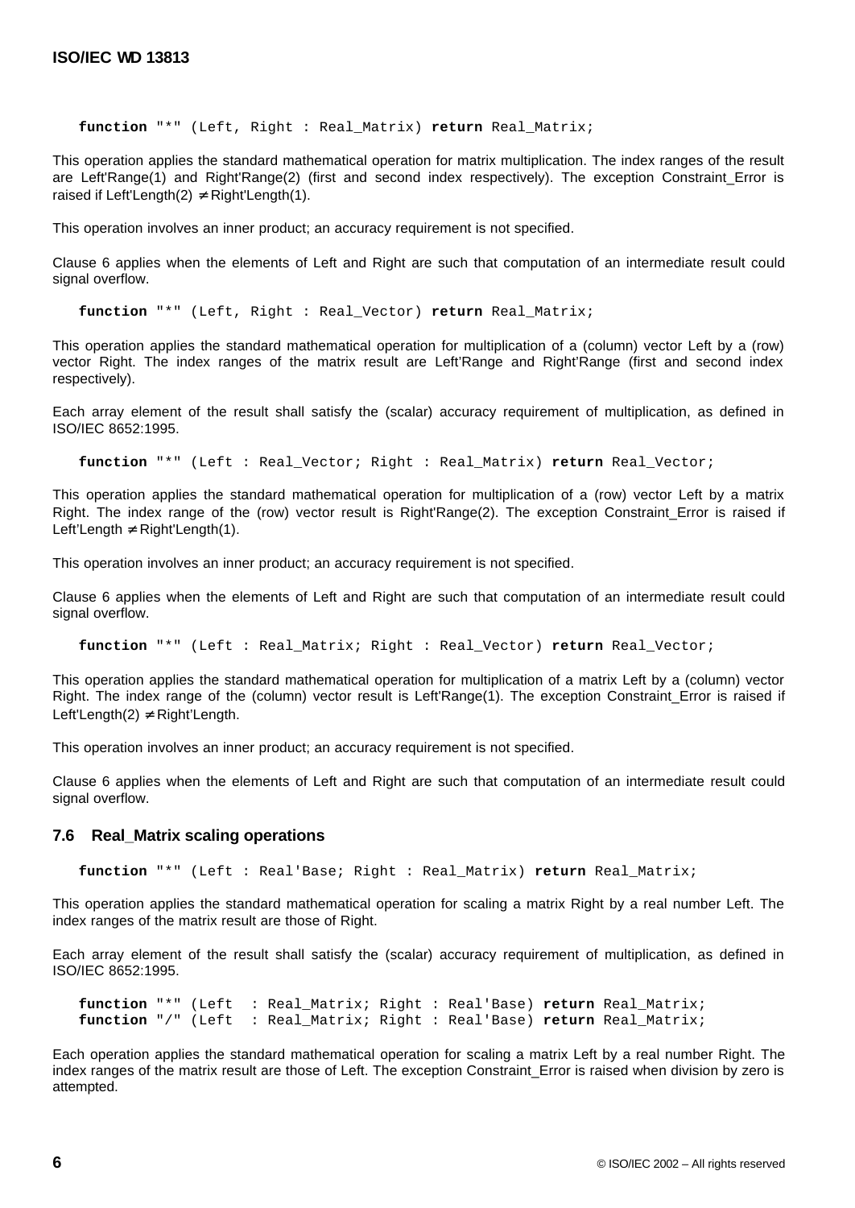```
function "*" (Left, Right : Real_Matrix) return Real_Matrix;
```

This operation applies the standard mathematical operation for matrix multiplication. The index ranges of the result are Left'Range(1) and Right'Range(2) (first and second index respectively). The exception Constraint_Error is raised if Left'Length(2) ≠ Right'Length(1).

This operation involves an inner product; an accuracy requirement is not specified.

Clause 6 applies when the elements of Left and Right are such that computation of an intermediate result could signal overflow.

```
function "*" (Left, Right : Real_Vector) return Real_Matrix;
```

This operation applies the standard mathematical operation for multiplication of a (column) vector Left by a (row) vector Right. The index ranges of the matrix result are Left'Range and Right'Range (first and second index respectively).

Each array element of the result shall satisfy the (scalar) accuracy requirement of multiplication, as defined in ISO/IEC 8652:1995.

```
function "*" (Left : Real_Vector; Right : Real_Matrix) return Real_Vector;
```

This operation applies the standard mathematical operation for multiplication of a (row) vector Left by a matrix Right. The index range of the (row) vector result is Right'Range(2). The exception Constraint_Error is raised if Left'Length ≠ Right'Length(1).

This operation involves an inner product; an accuracy requirement is not specified.

Clause 6 applies when the elements of Left and Right are such that computation of an intermediate result could signal overflow.

```
function "*" (Left : Real_Matrix; Right : Real_Vector) return Real_Vector;
```

This operation applies the standard mathematical operation for multiplication of a matrix Left by a (column) vector Right. The index range of the (column) vector result is Left'Range(1). The exception Constraint_Error is raised if Left'Length(2) ≠ Right'Length.

This operation involves an inner product; an accuracy requirement is not specified.

Clause 6 applies when the elements of Left and Right are such that computation of an intermediate result could signal overflow.

### 7.6 Real_Matrix scaling operations

```
function "*" (Left : Real'Base; Right : Real_Matrix) return Real_Matrix;
```

This operation applies the standard mathematical operation for scaling a matrix Right by a real number Left. The index ranges of the matrix result are those of Right.

Each array element of the result shall satisfy the (scalar) accuracy requirement of multiplication, as defined in ISO/IEC 8652:1995.

```
function "*" (Left  : Real_Matrix; Right : Real'Base) return Real_Matrix;
function "/" (Left  : Real_Matrix; Right : Real'Base) return Real_Matrix;
```

Each operation applies the standard mathematical operation for scaling a matrix Left by a real number Right. The index ranges of the matrix result are those of Left. The exception Constraint_Error is raised when division by zero is attempted.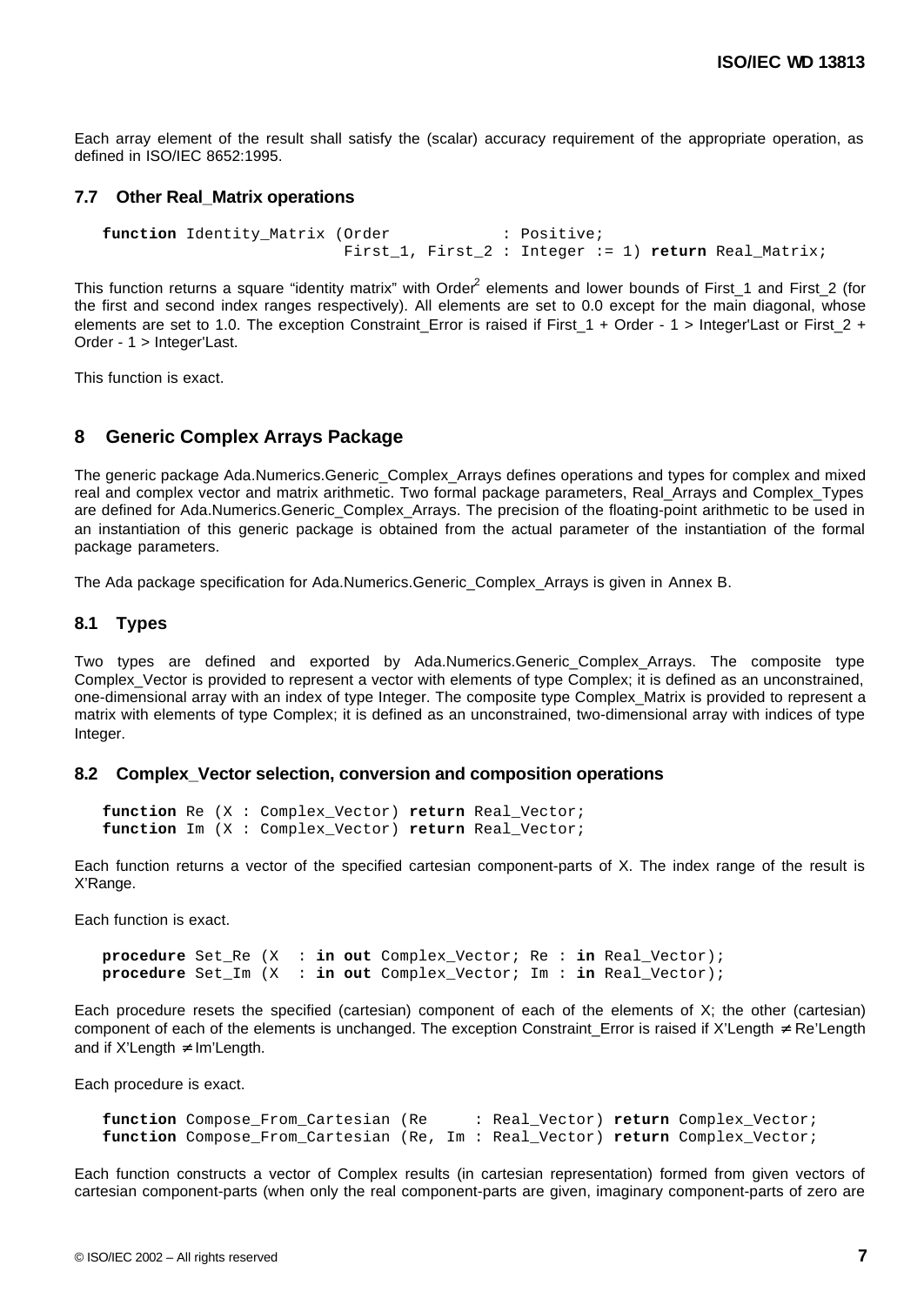Each array element of the result shall satisfy the (scalar) accuracy requirement of the appropriate operation, as defined in ISO/IEC 8652:1995.

### 7.7 Other Real_Matrix operations

```
function Identity_Matrix (Order            : Positive;
                          First_1, First_2 : Integer := 1) return Real_Matrix;
```

This function returns a square "identity matrix" with Order$^2$ elements and lower bounds of First_1 and First_2 (for the first and second index ranges respectively). All elements are set to 0.0 except for the main diagonal, whose elements are set to 1.0. The exception Constraint_Error is raised if First_1 + Order - 1 > Integer'Last or First_2 + Order - 1 > Integer'Last.

This function is exact.

## 8 Generic Complex Arrays Package

The generic package Ada.Numerics.Generic_Complex_Arrays defines operations and types for complex and mixed real and complex vector and matrix arithmetic. Two formal package parameters, Real_Arrays and Complex_Types are defined for Ada.Numerics.Generic_Complex_Arrays. The precision of the floating-point arithmetic to be used in an instantiation of this generic package is obtained from the actual parameter of the instantiation of the formal package parameters.

The Ada package specification for Ada.Numerics.Generic_Complex_Arrays is given in Annex B.

### 8.1 Types

Two types are defined and exported by Ada.Numerics.Generic_Complex_Arrays. The composite type Complex_Vector is provided to represent a vector with elements of type Complex; it is defined as an unconstrained, one-dimensional array with an index of type Integer. The composite type Complex_Matrix is provided to represent a matrix with elements of type Complex; it is defined as an unconstrained, two-dimensional array with indices of type Integer.

### 8.2 Complex_Vector selection, conversion and composition operations

```
function Re (X : Complex_Vector) return Real_Vector;
function Im (X : Complex_Vector) return Real_Vector;
```

Each function returns a vector of the specified cartesian component-parts of X. The index range of the result is X'Range.

Each function is exact.

```
procedure Set_Re (X  : in out Complex_Vector; Re : in Real_Vector);
procedure Set_Im (X  : in out Complex_Vector; Im : in Real_Vector);
```

Each procedure resets the specified (cartesian) component of each of the elements of X; the other (cartesian) component of each of the elements is unchanged. The exception Constraint_Error is raised if X'Length ≠ Re'Length and if X'Length ≠ Im'Length.

Each procedure is exact.

```
function Compose_From_Cartesian (Re     : Real_Vector) return Complex_Vector;
function Compose_From_Cartesian (Re, Im : Real_Vector) return Complex_Vector;
```

Each function constructs a vector of Complex results (in cartesian representation) formed from given vectors of cartesian component-parts (when only the real component-parts are given, imaginary component-parts of zero are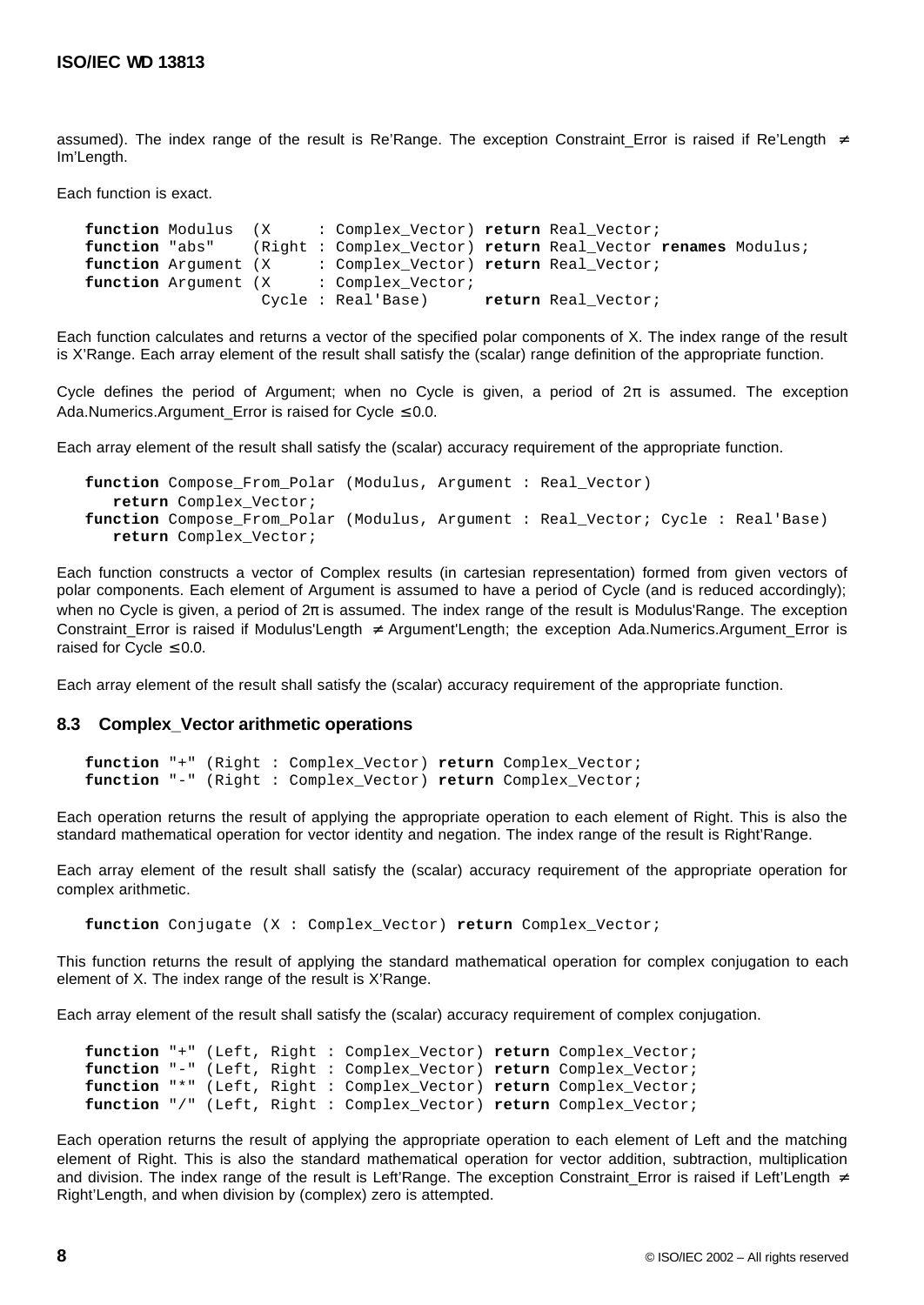assumed). The index range of the result is Re'Range. The exception Constraint_Error is raised if Re'Length $\neq$ Im'Length.

Each function is exact.

```
function Modulus  (X     : Complex_Vector) return Real_Vector;
function "abs"    (Right : Complex_Vector) return Real_Vector renames Modulus;
function Argument (X     : Complex_Vector) return Real_Vector;
function Argument (X     : Complex_Vector;
                   Cycle : Real'Base)      return Real_Vector;
```

Each function calculates and returns a vector of the specified polar components of X. The index range of the result is X'Range. Each array element of the result shall satisfy the (scalar) range definition of the appropriate function.

Cycle defines the period of Argument; when no Cycle is given, a period of $2\pi$ is assumed. The exception Ada.Numerics.Argument_Error is raised for Cycle $\leq$ 0.0.

Each array element of the result shall satisfy the (scalar) accuracy requirement of the appropriate function.

```
function Compose_From_Polar (Modulus, Argument : Real_Vector)
   return Complex_Vector;
function Compose_From_Polar (Modulus, Argument : Real_Vector; Cycle : Real'Base)
   return Complex_Vector;
```

Each function constructs a vector of Complex results (in cartesian representation) formed from given vectors of polar components. Each element of Argument is assumed to have a period of Cycle (and is reduced accordingly); when no Cycle is given, a period of $2\pi$ is assumed. The index range of the result is Modulus'Range. The exception Constraint_Error is raised if Modulus'Length $\neq$ Argument'Length; the exception Ada.Numerics.Argument_Error is raised for Cycle $\leq$ 0.0.

Each array element of the result shall satisfy the (scalar) accuracy requirement of the appropriate function.

### 8.3 Complex_Vector arithmetic operations

```
function "+" (Right : Complex_Vector) return Complex_Vector;
function "-" (Right : Complex_Vector) return Complex_Vector;
```

Each operation returns the result of applying the appropriate operation to each element of Right. This is also the standard mathematical operation for vector identity and negation. The index range of the result is Right'Range.

Each array element of the result shall satisfy the (scalar) accuracy requirement of the appropriate operation for complex arithmetic.

```
function Conjugate (X : Complex_Vector) return Complex_Vector;
```

This function returns the result of applying the standard mathematical operation for complex conjugation to each element of X. The index range of the result is X'Range.

Each array element of the result shall satisfy the (scalar) accuracy requirement of complex conjugation.

```
function "+" (Left, Right : Complex_Vector) return Complex_Vector;
function "-" (Left, Right : Complex_Vector) return Complex_Vector;
function "*" (Left, Right : Complex_Vector) return Complex_Vector;
function "/" (Left, Right : Complex_Vector) return Complex_Vector;
```

Each operation returns the result of applying the appropriate operation to each element of Left and the matching element of Right. This is also the standard mathematical operation for vector addition, subtraction, multiplication and division. The index range of the result is Left'Range. The exception Constraint_Error is raised if Left'Length $\neq$ Right'Length, and when division by (complex) zero is attempted.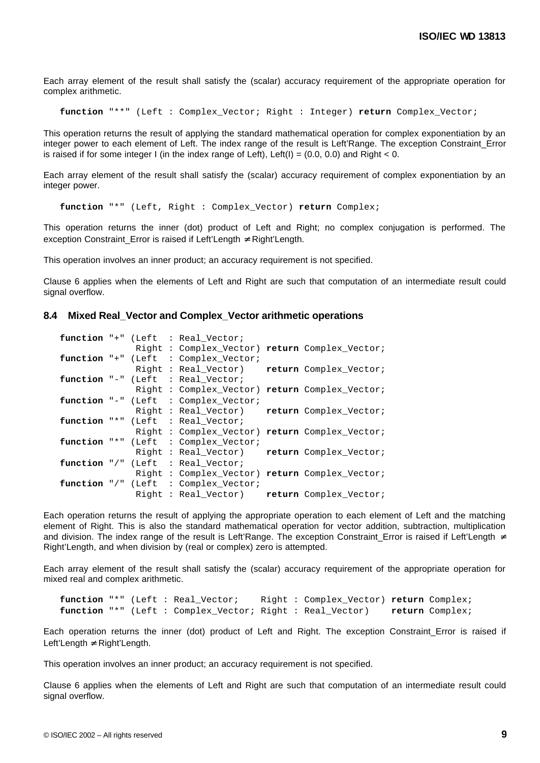Each array element of the result shall satisfy the (scalar) accuracy requirement of the appropriate operation for complex arithmetic.

```
function "**" (Left : Complex_Vector; Right : Integer) return Complex_Vector;
```

This operation returns the result of applying the standard mathematical operation for complex exponentiation by an integer power to each element of Left. The index range of the result is Left'Range. The exception Constraint_Error is raised if for some integer I (in the index range of Left), Left(I) = (0.0, 0.0) and Right < 0.

Each array element of the result shall satisfy the (scalar) accuracy requirement of complex exponentiation by an integer power.

```
function "*" (Left, Right : Complex_Vector) return Complex;
```

This operation returns the inner (dot) product of Left and Right; no complex conjugation is performed. The exception Constraint_Error is raised if Left'Length ≠ Right'Length.

This operation involves an inner product; an accuracy requirement is not specified.

Clause 6 applies when the elements of Left and Right are such that computation of an intermediate result could signal overflow.

## 8.4 Mixed Real_Vector and Complex_Vector arithmetic operations

```
function "+" (Left  : Real_Vector;
              Right : Complex_Vector) return Complex_Vector;
function "+" (Left  : Complex_Vector;
              Right : Real_Vector)    return Complex_Vector;
function "-" (Left  : Real_Vector;
              Right : Complex_Vector) return Complex_Vector;
function "-" (Left  : Complex_Vector;
              Right : Real_Vector)    return Complex_Vector;
function "*" (Left  : Real_Vector;
              Right : Complex_Vector) return Complex_Vector;
function "*" (Left  : Complex_Vector;
              Right : Real_Vector)    return Complex_Vector;
function "/" (Left  : Real_Vector;
              Right : Complex_Vector) return Complex_Vector;
function "/" (Left  : Complex_Vector;
              Right : Real_Vector)    return Complex_Vector;
```

Each operation returns the result of applying the appropriate operation to each element of Left and the matching element of Right. This is also the standard mathematical operation for vector addition, subtraction, multiplication and division. The index range of the result is Left'Range. The exception Constraint_Error is raised if Left'Length ≠ Right'Length, and when division by (real or complex) zero is attempted.

Each array element of the result shall satisfy the (scalar) accuracy requirement of the appropriate operation for mixed real and complex arithmetic.

```
function "*" (Left : Real_Vector;    Right : Complex_Vector) return Complex;
function "*" (Left : Complex_Vector; Right : Real_Vector)    return Complex;
```

Each operation returns the inner (dot) product of Left and Right. The exception Constraint_Error is raised if Left'Length ≠ Right'Length.

This operation involves an inner product; an accuracy requirement is not specified.

Clause 6 applies when the elements of Left and Right are such that computation of an intermediate result could signal overflow.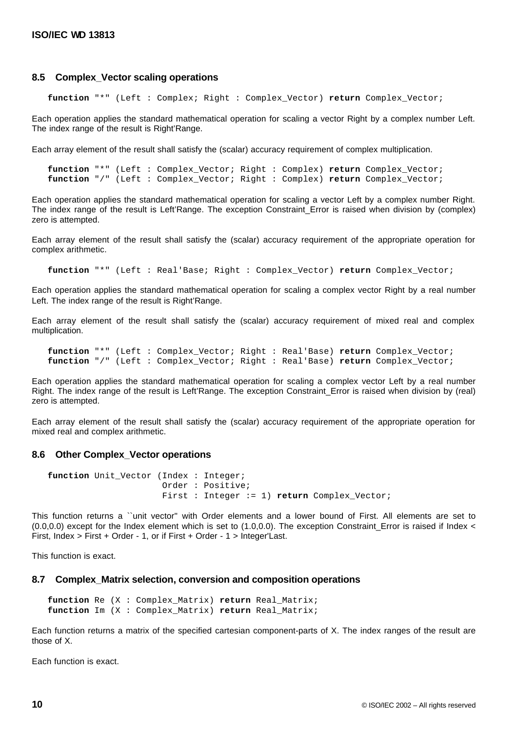## 8.5 Complex_Vector scaling operations

```
function "*" (Left : Complex; Right : Complex_Vector) return Complex_Vector;
```

Each operation applies the standard mathematical operation for scaling a vector Right by a complex number Left. The index range of the result is Right'Range.

Each array element of the result shall satisfy the (scalar) accuracy requirement of complex multiplication.

```
function "*" (Left : Complex_Vector; Right : Complex) return Complex_Vector;
function "/" (Left : Complex_Vector; Right : Complex) return Complex_Vector;
```

Each operation applies the standard mathematical operation for scaling a vector Left by a complex number Right. The index range of the result is Left'Range. The exception Constraint_Error is raised when division by (complex) zero is attempted.

Each array element of the result shall satisfy the (scalar) accuracy requirement of the appropriate operation for complex arithmetic.

```
function "*" (Left : Real'Base; Right : Complex_Vector) return Complex_Vector;
```

Each operation applies the standard mathematical operation for scaling a complex vector Right by a real number Left. The index range of the result is Right'Range.

Each array element of the result shall satisfy the (scalar) accuracy requirement of mixed real and complex multiplication.

```
function "*" (Left : Complex_Vector; Right : Real'Base) return Complex_Vector;
function "/" (Left : Complex_Vector; Right : Real'Base) return Complex_Vector;
```

Each operation applies the standard mathematical operation for scaling a complex vector Left by a real number Right. The index range of the result is Left'Range. The exception Constraint_Error is raised when division by (real) zero is attempted.

Each array element of the result shall satisfy the (scalar) accuracy requirement of the appropriate operation for mixed real and complex arithmetic.

## 8.6 Other Complex_Vector operations

```
function Unit_Vector (Index : Integer;
                      Order : Positive;
                      First : Integer := 1) return Complex_Vector;
```

This function returns a ``unit vector'' with Order elements and a lower bound of First. All elements are set to (0.0,0.0) except for the Index element which is set to (1.0,0.0). The exception Constraint_Error is raised if Index < First, Index > First + Order - 1, or if First + Order - 1 > Integer'Last.

This function is exact.

## 8.7 Complex_Matrix selection, conversion and composition operations

```
function Re (X : Complex_Matrix) return Real_Matrix;
function Im (X : Complex_Matrix) return Real_Matrix;
```

Each function returns a matrix of the specified cartesian component-parts of X. The index ranges of the result are those of X.

Each function is exact.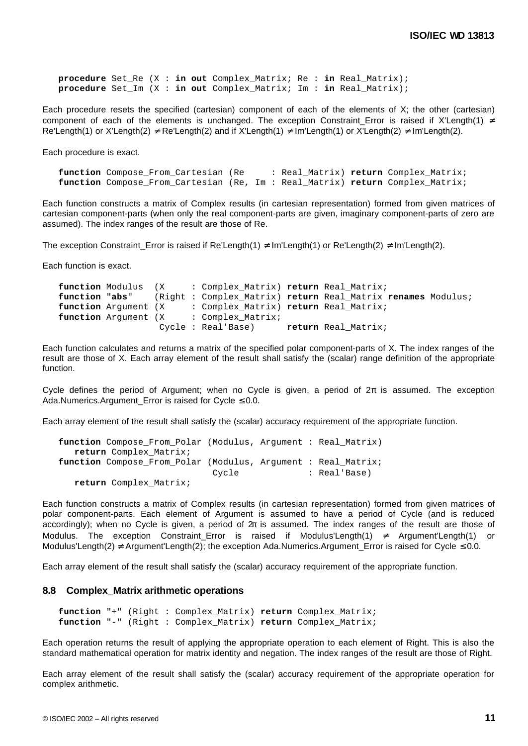```
procedure Set_Re (X : in out Complex_Matrix; Re : in Real_Matrix);
procedure Set_Im (X : in out Complex_Matrix; Im : in Real_Matrix);
```

Each procedure resets the specified (cartesian) component of each of the elements of X; the other (cartesian) component of each of the elements is unchanged. The exception Constraint_Error is raised if X'Length(1) ≠ Re'Length(1) or X'Length(2) ≠ Re'Length(2) and if X'Length(1) ≠ Im'Length(1) or X'Length(2) ≠ Im'Length(2).

Each procedure is exact.

```
function Compose_From_Cartesian (Re     : Real_Matrix) return Complex_Matrix;
function Compose_From_Cartesian (Re, Im : Real_Matrix) return Complex_Matrix;
```

Each function constructs a matrix of Complex results (in cartesian representation) formed from given matrices of cartesian component-parts (when only the real component-parts are given, imaginary component-parts of zero are assumed). The index ranges of the result are those of Re.

The exception Constraint_Error is raised if Re'Length(1) ≠ Im'Length(1) or Re'Length(2) ≠ Im'Length(2).

Each function is exact.

```
function Modulus  (X     : Complex_Matrix) return Real_Matrix;
function "abs"    (Right : Complex_Matrix) return Real_Matrix renames Modulus;
function Argument (X     : Complex_Matrix) return Real_Matrix;
function Argument (X     : Complex_Matrix;
                   Cycle : Real'Base)      return Real_Matrix;
```

Each function calculates and returns a matrix of the specified polar component-parts of X. The index ranges of the result are those of X. Each array element of the result shall satisfy the (scalar) range definition of the appropriate function.

Cycle defines the period of Argument; when no Cycle is given, a period of $2\pi$ is assumed. The exception Ada.Numerics.Argument_Error is raised for Cycle ≤ 0.0.

Each array element of the result shall satisfy the (scalar) accuracy requirement of the appropriate function.

```
function Compose_From_Polar (Modulus, Argument : Real_Matrix)
   return Complex_Matrix;
function Compose_From_Polar (Modulus, Argument : Real_Matrix;
                             Cycle             : Real'Base)
   return Complex_Matrix;
```

Each function constructs a matrix of Complex results (in cartesian representation) formed from given matrices of polar component-parts. Each element of Argument is assumed to have a period of Cycle (and is reduced accordingly); when no Cycle is given, a period of $2\pi$ is assumed. The index ranges of the result are those of Modulus. The exception Constraint_Error is raised if Modulus'Length(1) ≠ Argument'Length(1) or Modulus'Length(2) ≠ Argument'Length(2); the exception Ada.Numerics.Argument_Error is raised for Cycle ≤ 0.0.

Each array element of the result shall satisfy the (scalar) accuracy requirement of the appropriate function.

### 8.8 Complex_Matrix arithmetic operations

```
function "+" (Right : Complex_Matrix) return Complex_Matrix;
function "-" (Right : Complex_Matrix) return Complex_Matrix;
```

Each operation returns the result of applying the appropriate operation to each element of Right. This is also the standard mathematical operation for matrix identity and negation. The index ranges of the result are those of Right.

Each array element of the result shall satisfy the (scalar) accuracy requirement of the appropriate operation for complex arithmetic.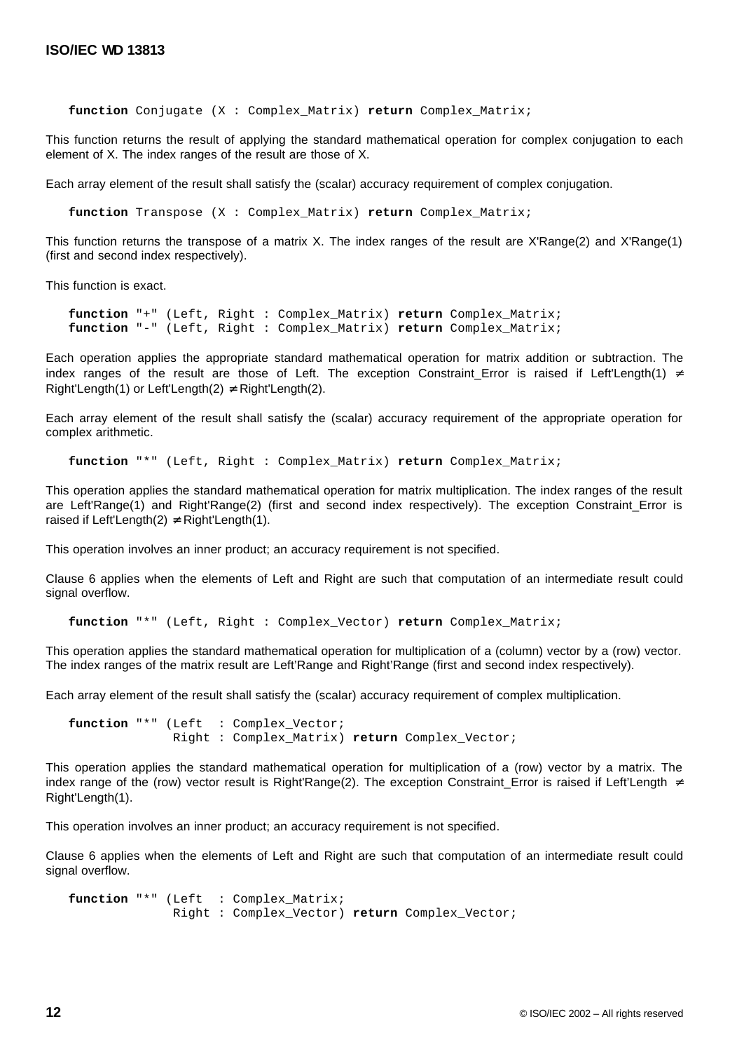```
function Conjugate (X : Complex_Matrix) return Complex_Matrix;
```

This function returns the result of applying the standard mathematical operation for complex conjugation to each element of X. The index ranges of the result are those of X.

Each array element of the result shall satisfy the (scalar) accuracy requirement of complex conjugation.

```
function Transpose (X : Complex_Matrix) return Complex_Matrix;
```

This function returns the transpose of a matrix X. The index ranges of the result are X'Range(2) and X'Range(1) (first and second index respectively).

This function is exact.

```
function "+" (Left, Right : Complex_Matrix) return Complex_Matrix;
function "-" (Left, Right : Complex_Matrix) return Complex_Matrix;
```

Each operation applies the appropriate standard mathematical operation for matrix addition or subtraction. The index ranges of the result are those of Left. The exception Constraint_Error is raised if Left'Length(1) ≠ Right'Length(1) or Left'Length(2) ≠ Right'Length(2).

Each array element of the result shall satisfy the (scalar) accuracy requirement of the appropriate operation for complex arithmetic.

```
function "*" (Left, Right : Complex_Matrix) return Complex_Matrix;
```

This operation applies the standard mathematical operation for matrix multiplication. The index ranges of the result are Left'Range(1) and Right'Range(2) (first and second index respectively). The exception Constraint_Error is raised if Left'Length(2) ≠ Right'Length(1).

This operation involves an inner product; an accuracy requirement is not specified.

Clause 6 applies when the elements of Left and Right are such that computation of an intermediate result could signal overflow.

```
function "*" (Left, Right : Complex_Vector) return Complex_Matrix;
```

This operation applies the standard mathematical operation for multiplication of a (column) vector by a (row) vector. The index ranges of the matrix result are Left'Range and Right'Range (first and second index respectively).

Each array element of the result shall satisfy the (scalar) accuracy requirement of complex multiplication.

```
function "*" (Left  : Complex_Vector;
              Right : Complex_Matrix) return Complex_Vector;
```

This operation applies the standard mathematical operation for multiplication of a (row) vector by a matrix. The index range of the (row) vector result is Right'Range(2). The exception Constraint_Error is raised if Left'Length ≠ Right'Length(1).

This operation involves an inner product; an accuracy requirement is not specified.

Clause 6 applies when the elements of Left and Right are such that computation of an intermediate result could signal overflow.

```
function "*" (Left  : Complex_Matrix;
              Right : Complex_Vector) return Complex_Vector;
```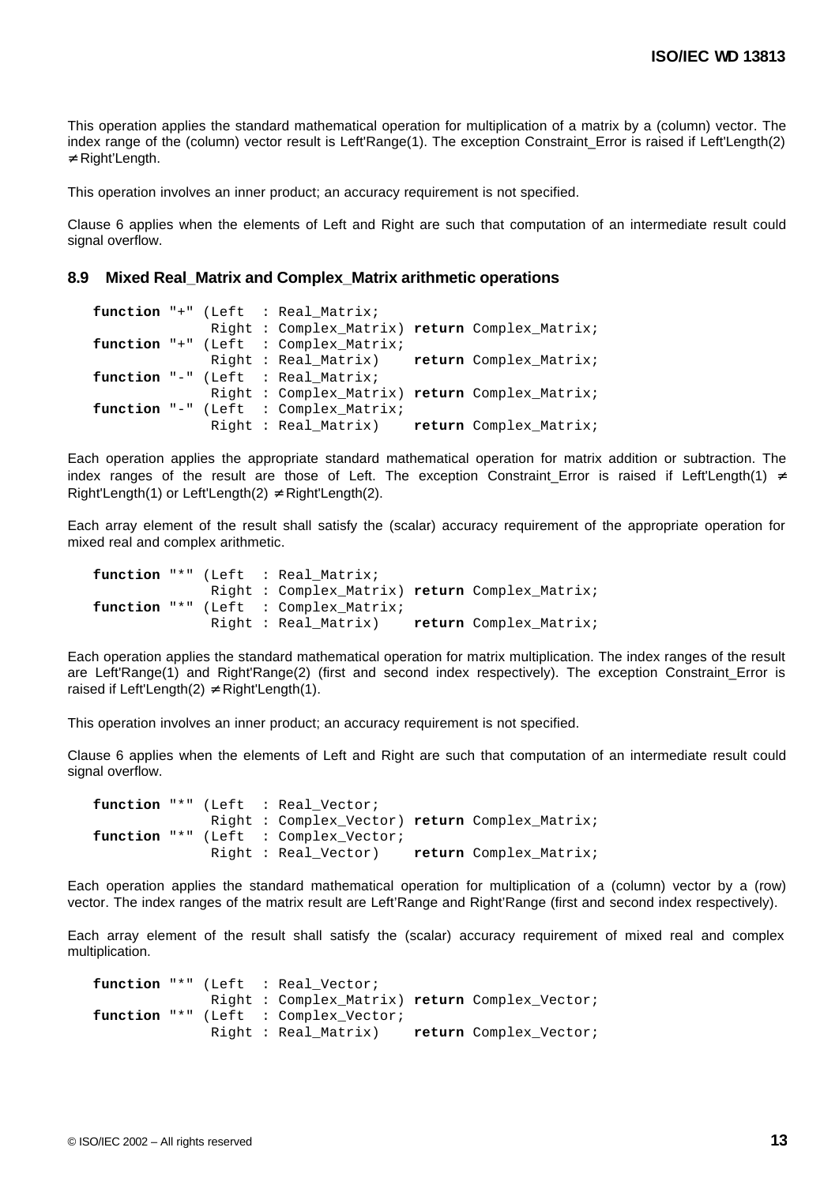This operation applies the standard mathematical operation for multiplication of a matrix by a (column) vector. The index range of the (column) vector result is Left'Range(1). The exception Constraint_Error is raised if Left'Length(2) ≠ Right'Length.

This operation involves an inner product; an accuracy requirement is not specified.

Clause 6 applies when the elements of Left and Right are such that computation of an intermediate result could signal overflow.

### 8.9 Mixed Real_Matrix and Complex_Matrix arithmetic operations

```
function "+" (Left  : Real_Matrix;
              Right : Complex_Matrix) return Complex_Matrix;
function "+" (Left  : Complex_Matrix;
              Right : Real_Matrix)    return Complex_Matrix;
function "-" (Left  : Real_Matrix;
              Right : Complex_Matrix) return Complex_Matrix;
function "-" (Left  : Complex_Matrix;
              Right : Real_Matrix)    return Complex_Matrix;
```

Each operation applies the appropriate standard mathematical operation for matrix addition or subtraction. The index ranges of the result are those of Left. The exception Constraint_Error is raised if Left'Length(1) ≠ Right'Length(1) or Left'Length(2) ≠ Right'Length(2).

Each array element of the result shall satisfy the (scalar) accuracy requirement of the appropriate operation for mixed real and complex arithmetic.

```
function "*" (Left  : Real_Matrix;
              Right : Complex_Matrix) return Complex_Matrix;
function "*" (Left  : Complex_Matrix;
              Right : Real_Matrix)    return Complex_Matrix;
```

Each operation applies the standard mathematical operation for matrix multiplication. The index ranges of the result are Left'Range(1) and Right'Range(2) (first and second index respectively). The exception Constraint_Error is raised if Left'Length(2) ≠ Right'Length(1).

This operation involves an inner product; an accuracy requirement is not specified.

Clause 6 applies when the elements of Left and Right are such that computation of an intermediate result could signal overflow.

```
function "*" (Left  : Real_Vector;
              Right : Complex_Vector) return Complex_Matrix;
function "*" (Left  : Complex_Vector;
              Right : Real_Vector)    return Complex_Matrix;
```

Each operation applies the standard mathematical operation for multiplication of a (column) vector by a (row) vector. The index ranges of the matrix result are Left'Range and Right'Range (first and second index respectively).

Each array element of the result shall satisfy the (scalar) accuracy requirement of mixed real and complex multiplication.

```
function "*" (Left  : Real_Vector;
              Right : Complex_Matrix) return Complex_Vector;
function "*" (Left  : Complex_Vector;
              Right : Real_Matrix)    return Complex_Vector;
```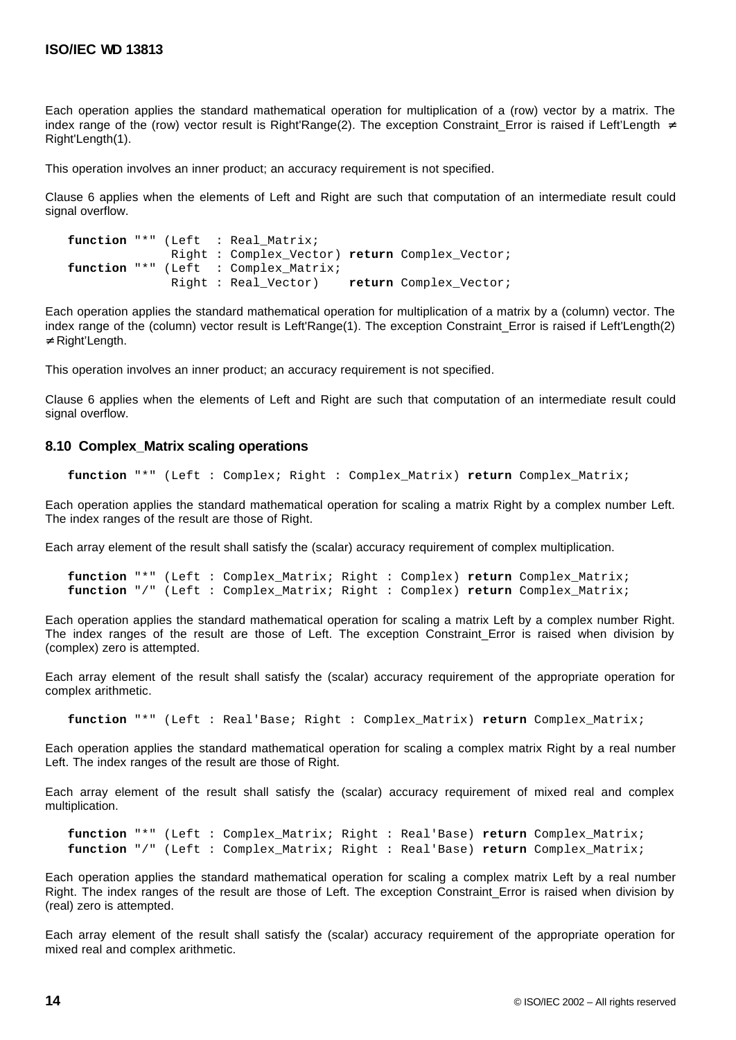Each operation applies the standard mathematical operation for multiplication of a (row) vector by a matrix. The index range of the (row) vector result is Right'Range(2). The exception Constraint_Error is raised if Left'Length ≠ Right'Length(1).

This operation involves an inner product; an accuracy requirement is not specified.

Clause 6 applies when the elements of Left and Right are such that computation of an intermediate result could signal overflow.

```
function "*" (Left  : Real_Matrix;
              Right : Complex_Vector) return Complex_Vector;
function "*" (Left  : Complex_Matrix;
              Right : Real_Vector)    return Complex_Vector;
```

Each operation applies the standard mathematical operation for multiplication of a matrix by a (column) vector. The index range of the (column) vector result is Left'Range(1). The exception Constraint_Error is raised if Left'Length(2) ≠ Right'Length.

This operation involves an inner product; an accuracy requirement is not specified.

Clause 6 applies when the elements of Left and Right are such that computation of an intermediate result could signal overflow.

### 8.10 Complex_Matrix scaling operations

```
function "*" (Left : Complex; Right : Complex_Matrix) return Complex_Matrix;
```

Each operation applies the standard mathematical operation for scaling a matrix Right by a complex number Left. The index ranges of the result are those of Right.

Each array element of the result shall satisfy the (scalar) accuracy requirement of complex multiplication.

```
function "*" (Left : Complex_Matrix; Right : Complex) return Complex_Matrix;
function "/" (Left : Complex_Matrix; Right : Complex) return Complex_Matrix;
```

Each operation applies the standard mathematical operation for scaling a matrix Left by a complex number Right. The index ranges of the result are those of Left. The exception Constraint_Error is raised when division by (complex) zero is attempted.

Each array element of the result shall satisfy the (scalar) accuracy requirement of the appropriate operation for complex arithmetic.

```
function "*" (Left : Real'Base; Right : Complex_Matrix) return Complex_Matrix;
```

Each operation applies the standard mathematical operation for scaling a complex matrix Right by a real number Left. The index ranges of the result are those of Right.

Each array element of the result shall satisfy the (scalar) accuracy requirement of mixed real and complex multiplication.

```
function "*" (Left : Complex_Matrix; Right : Real'Base) return Complex_Matrix;
function "/" (Left : Complex_Matrix; Right : Real'Base) return Complex_Matrix;
```

Each operation applies the standard mathematical operation for scaling a complex matrix Left by a real number Right. The index ranges of the result are those of Left. The exception Constraint_Error is raised when division by (real) zero is attempted.

Each array element of the result shall satisfy the (scalar) accuracy requirement of the appropriate operation for mixed real and complex arithmetic.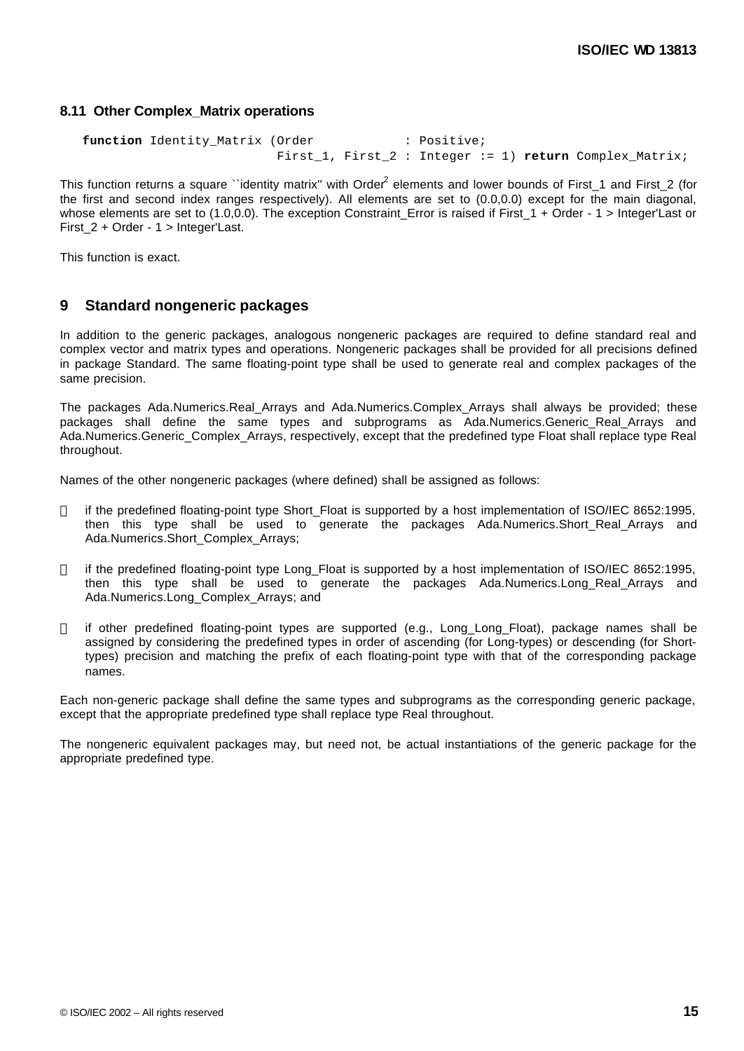### 8.11 Other Complex_Matrix operations

```
function Identity_Matrix (Order            : Positive;
                          First_1, First_2 : Integer := 1) return Complex_Matrix;
```

This function returns a square ``identity matrix'' with Order$^2$ elements and lower bounds of First_1 and First_2 (for the first and second index ranges respectively). All elements are set to (0.0,0.0) except for the main diagonal, whose elements are set to (1.0,0.0). The exception Constraint_Error is raised if First_1 + Order - 1 > Integer'Last or First_2 + Order - 1 > Integer'Last.

This function is exact.

## 9 Standard nongeneric packages

In addition to the generic packages, analogous nongeneric packages are required to define standard real and complex vector and matrix types and operations. Nongeneric packages shall be provided for all precisions defined in package Standard. The same floating-point type shall be used to generate real and complex packages of the same precision.

The packages Ada.Numerics.Real_Arrays and Ada.Numerics.Complex_Arrays shall always be provided; these packages shall define the same types and subprograms as Ada.Numerics.Generic_Real_Arrays and Ada.Numerics.Generic_Complex_Arrays, respectively, except that the predefined type Float shall replace type Real throughout.

Names of the other nongeneric packages (where defined) shall be assigned as follows:

- if the predefined floating-point type Short_Float is supported by a host implementation of ISO/IEC 8652:1995, then this type shall be used to generate the packages Ada.Numerics.Short_Real_Arrays and Ada.Numerics.Short_Complex_Arrays;
- if the predefined floating-point type Long_Float is supported by a host implementation of ISO/IEC 8652:1995, then this type shall be used to generate the packages Ada.Numerics.Long_Real_Arrays and Ada.Numerics.Long_Complex_Arrays; and
- if other predefined floating-point types are supported (e.g., Long_Long_Float), package names shall be assigned by considering the predefined types in order of ascending (for Long-types) or descending (for Short-types) precision and matching the prefix of each floating-point type with that of the corresponding package names.

Each non-generic package shall define the same types and subprograms as the corresponding generic package, except that the appropriate predefined type shall replace type Real throughout.

The nongeneric equivalent packages may, but need not, be actual instantiations of the generic package for the appropriate predefined type.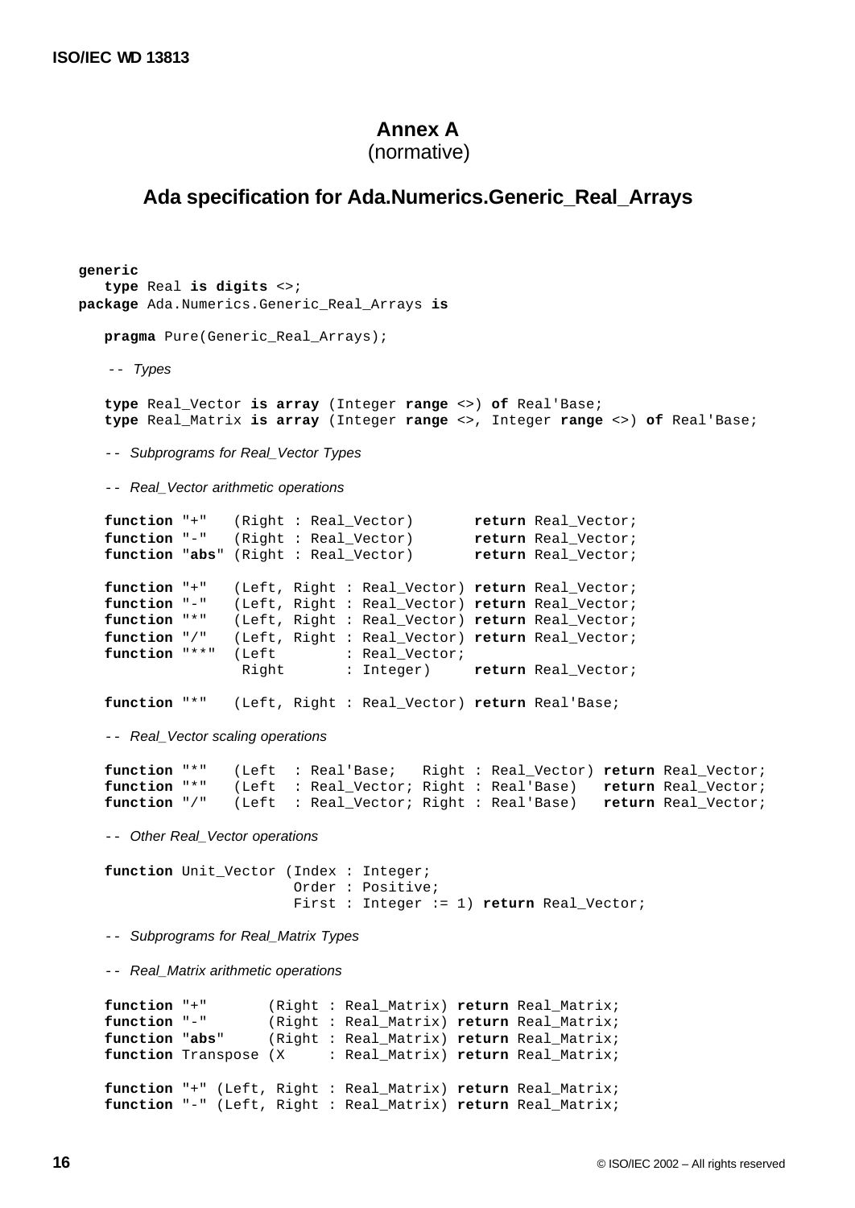# Annex A
(normative)

## Ada specification for Ada.Numerics.Generic_Real_Arrays

```
generic
   type Real is digits <>;
package Ada.Numerics.Generic_Real_Arrays is

   pragma Pure(Generic_Real_Arrays);

   -- Types

   type Real_Vector is array (Integer range <>) of Real'Base;
   type Real_Matrix is array (Integer range <>, Integer range <>) of Real'Base;

   -- Subprograms for Real_Vector Types

   -- Real_Vector arithmetic operations

   function "+"   (Right : Real_Vector)       return Real_Vector;
   function "-"   (Right : Real_Vector)       return Real_Vector;
   function "abs" (Right : Real_Vector)       return Real_Vector;

   function "+"   (Left, Right : Real_Vector) return Real_Vector;
   function "-"   (Left, Right : Real_Vector) return Real_Vector;
   function "*"   (Left, Right : Real_Vector) return Real_Vector;
   function "/"   (Left, Right : Real_Vector) return Real_Vector;
   function "**"  (Left        : Real_Vector;
                   Right       : Integer)     return Real_Vector;

   function "*"   (Left, Right : Real_Vector) return Real'Base;

   -- Real_Vector scaling operations

   function "*"   (Left  : Real'Base;   Right : Real_Vector) return Real_Vector;
   function "*"   (Left  : Real_Vector; Right : Real'Base)   return Real_Vector;
   function "/"   (Left  : Real_Vector; Right : Real'Base)   return Real_Vector;

   -- Other Real_Vector operations

   function Unit_Vector (Index : Integer;
                         Order : Positive;
                         First : Integer := 1) return Real_Vector;

   -- Subprograms for Real_Matrix Types

   -- Real_Matrix arithmetic operations

   function "+"       (Right : Real_Matrix) return Real_Matrix;
   function "-"       (Right : Real_Matrix) return Real_Matrix;
   function "abs"     (Right : Real_Matrix) return Real_Matrix;
   function Transpose (X     : Real_Matrix) return Real_Matrix;

   function "+" (Left, Right : Real_Matrix) return Real_Matrix;
   function "-" (Left, Right : Real_Matrix) return Real_Matrix;
```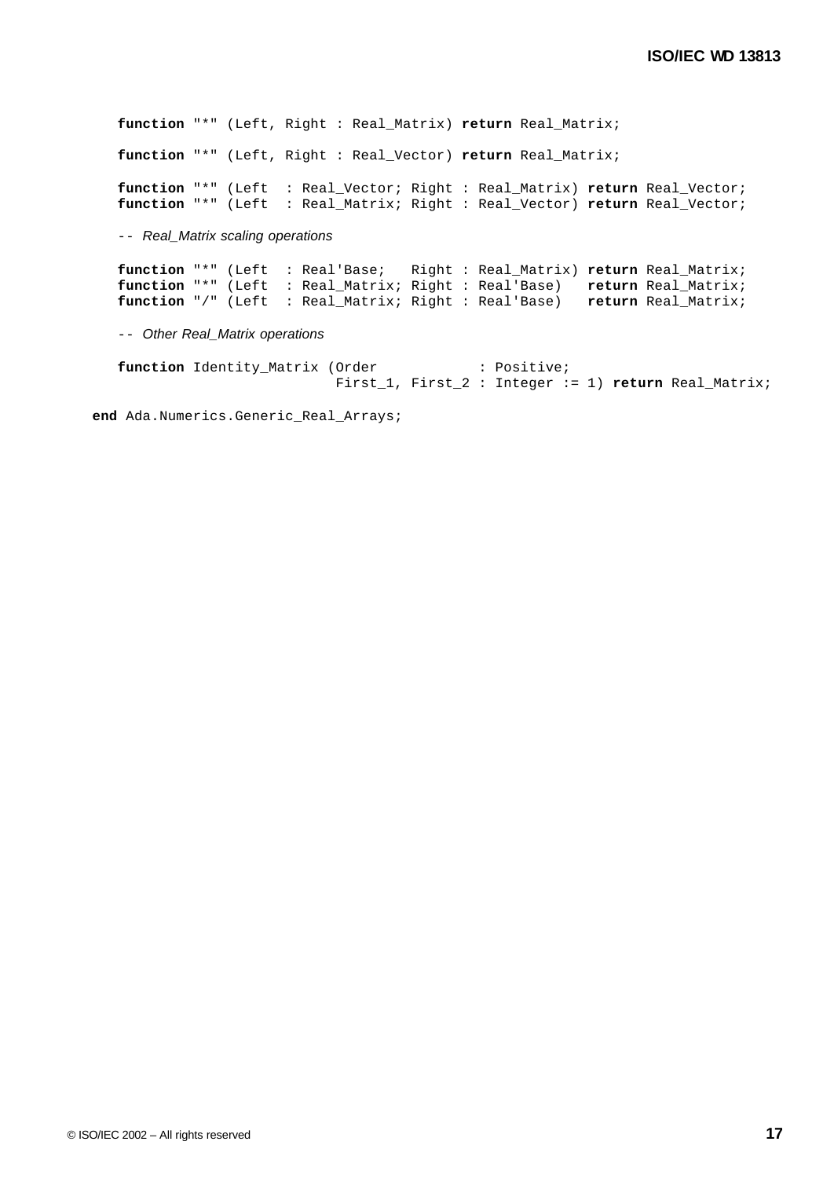```
   function "*" (Left, Right : Real_Matrix) return Real_Matrix;

   function "*" (Left, Right : Real_Vector) return Real_Matrix;

   function "*" (Left  : Real_Vector; Right : Real_Matrix) return Real_Vector;
   function "*" (Left  : Real_Matrix; Right : Real_Vector) return Real_Vector;

   -- Real_Matrix scaling operations

   function "*" (Left  : Real'Base;   Right : Real_Matrix) return Real_Matrix;
   function "*" (Left  : Real_Matrix; Right : Real'Base)   return Real_Matrix;
   function "/" (Left  : Real_Matrix; Right : Real'Base)   return Real_Matrix;

   -- Other Real_Matrix operations

   function Identity_Matrix (Order            : Positive;
                             First_1, First_2 : Integer := 1) return Real_Matrix;

end Ada.Numerics.Generic_Real_Arrays;
```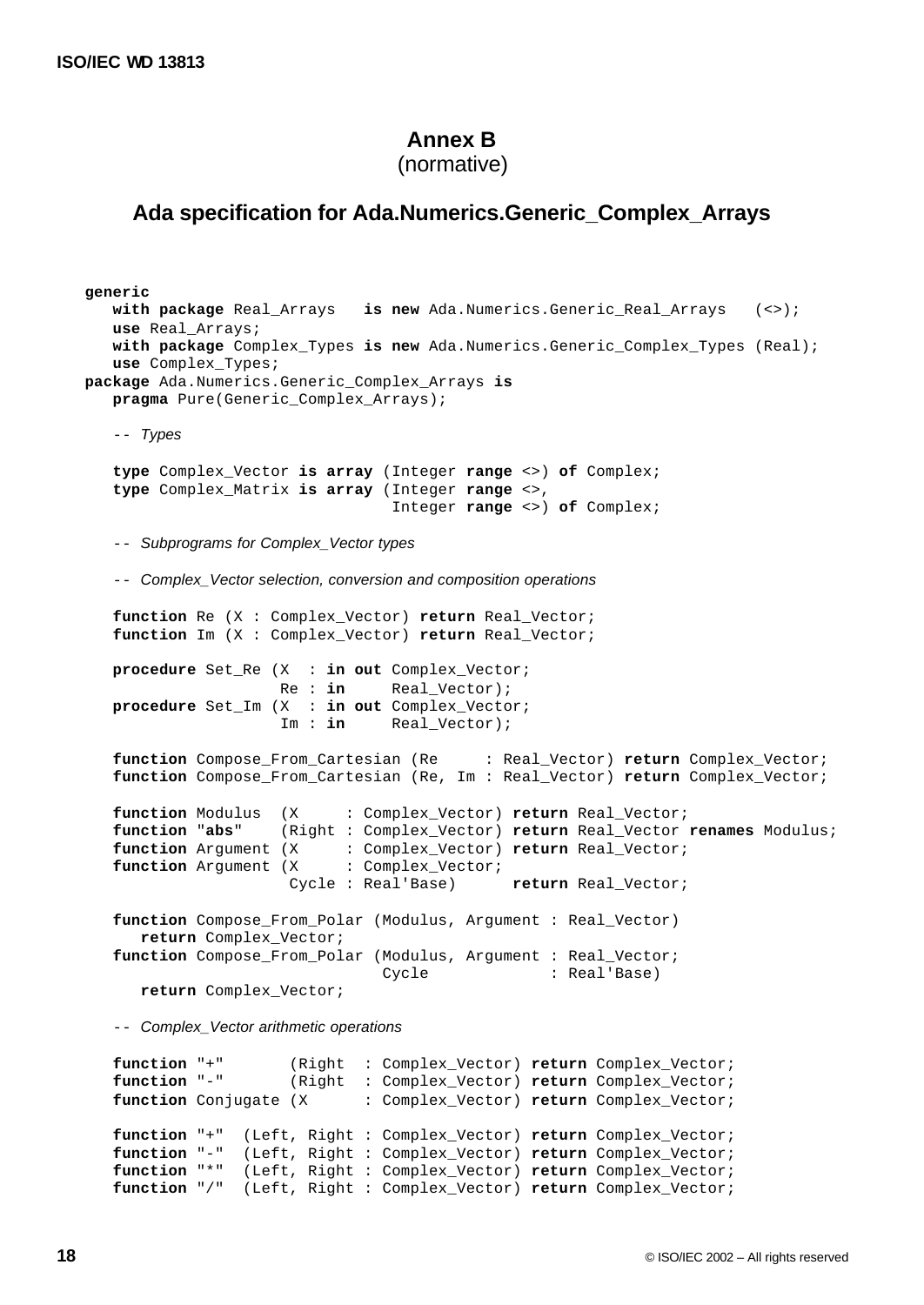# Annex B
(normative)

## Ada specification for Ada.Numerics.Generic_Complex_Arrays

```
generic
   with package Real_Arrays   is new Ada.Numerics.Generic_Real_Arrays   (<>);
   use Real_Arrays;
   with package Complex_Types is new Ada.Numerics.Generic_Complex_Types (Real);
   use Complex_Types;
package Ada.Numerics.Generic_Complex_Arrays is
   pragma Pure(Generic_Complex_Arrays);

   -- Types

   type Complex_Vector is array (Integer range <>) of Complex;
   type Complex_Matrix is array (Integer range <>,
                                 Integer range <>) of Complex;

   -- Subprograms for Complex_Vector types

   -- Complex_Vector selection, conversion and composition operations

   function Re (X : Complex_Vector) return Real_Vector;
   function Im (X : Complex_Vector) return Real_Vector;

   procedure Set_Re (X  : in out Complex_Vector;
                     Re : in     Real_Vector);
   procedure Set_Im (X  : in out Complex_Vector;
                     Im : in     Real_Vector);

   function Compose_From_Cartesian (Re     : Real_Vector) return Complex_Vector;
   function Compose_From_Cartesian (Re, Im : Real_Vector) return Complex_Vector;

   function Modulus  (X     : Complex_Vector) return Real_Vector;
   function "abs"    (Right : Complex_Vector) return Real_Vector renames Modulus;
   function Argument (X     : Complex_Vector) return Real_Vector;
   function Argument (X     : Complex_Vector;
                      Cycle : Real'Base)      return Real_Vector;

   function Compose_From_Polar (Modulus, Argument : Real_Vector)
      return Complex_Vector;
   function Compose_From_Polar (Modulus, Argument : Real_Vector;
                                Cycle             : Real'Base)
      return Complex_Vector;

   -- Complex_Vector arithmetic operations

   function "+"       (Right  : Complex_Vector) return Complex_Vector;
   function "-"       (Right  : Complex_Vector) return Complex_Vector;
   function Conjugate (X      : Complex_Vector) return Complex_Vector;

   function "+"  (Left, Right : Complex_Vector) return Complex_Vector;
   function "-"  (Left, Right : Complex_Vector) return Complex_Vector;
   function "*"  (Left, Right : Complex_Vector) return Complex_Vector;
   function "/"  (Left, Right : Complex_Vector) return Complex_Vector;
```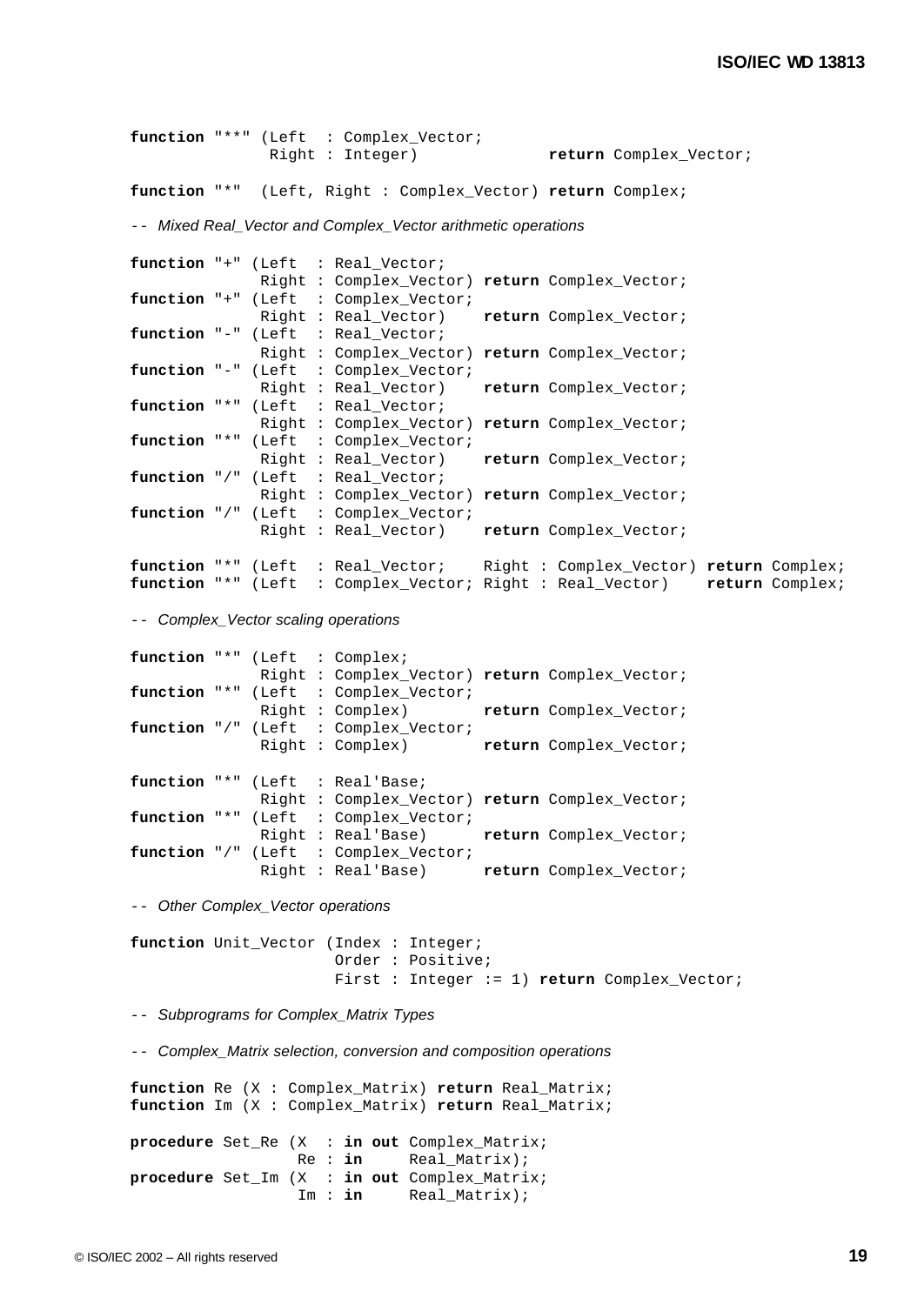```
function "**" (Left  : Complex_Vector;
               Right : Integer)             return Complex_Vector;

function "*"  (Left, Right : Complex_Vector) return Complex;

-- Mixed Real_Vector and Complex_Vector arithmetic operations

function "+" (Left  : Real_Vector;
              Right : Complex_Vector) return Complex_Vector;
function "+" (Left  : Complex_Vector;
              Right : Real_Vector)    return Complex_Vector;
function "-" (Left  : Real_Vector;
              Right : Complex_Vector) return Complex_Vector;
function "-" (Left  : Complex_Vector;
              Right : Real_Vector)    return Complex_Vector;
function "*" (Left  : Real_Vector;
              Right : Complex_Vector) return Complex_Vector;
function "*" (Left  : Complex_Vector;
              Right : Real_Vector)    return Complex_Vector;
function "/" (Left  : Real_Vector;
              Right : Complex_Vector) return Complex_Vector;
function "/" (Left  : Complex_Vector;
              Right : Real_Vector)    return Complex_Vector;

function "*" (Left  : Real_Vector;    Right : Complex_Vector) return Complex;
function "*" (Left  : Complex_Vector; Right : Real_Vector)    return Complex;

-- Complex_Vector scaling operations

function "*" (Left  : Complex;
              Right : Complex_Vector) return Complex_Vector;
function "*" (Left  : Complex_Vector;
              Right : Complex)        return Complex_Vector;
function "/" (Left  : Complex_Vector;
              Right : Complex)        return Complex_Vector;

function "*" (Left  : Real'Base;
              Right : Complex_Vector) return Complex_Vector;
function "*" (Left  : Complex_Vector;
              Right : Real'Base)      return Complex_Vector;
function "/" (Left  : Complex_Vector;
              Right : Real'Base)      return Complex_Vector;

-- Other Complex_Vector operations

function Unit_Vector (Index : Integer;
                      Order : Positive;
                      First : Integer := 1) return Complex_Vector;

-- Subprograms for Complex_Matrix Types

-- Complex_Matrix selection, conversion and composition operations

function Re (X : Complex_Matrix) return Real_Matrix;
function Im (X : Complex_Matrix) return Real_Matrix;

procedure Set_Re (X  : in out Complex_Matrix;
                  Re : in     Real_Matrix);
procedure Set_Im (X  : in out Complex_Matrix;
                  Im : in     Real_Matrix);
```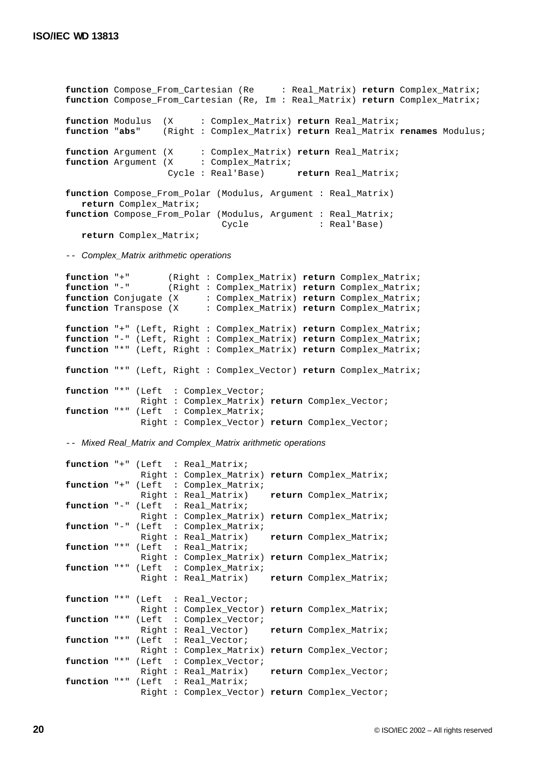```
function Compose_From_Cartesian (Re     : Real_Matrix) return Complex_Matrix;
function Compose_From_Cartesian (Re, Im : Real_Matrix) return Complex_Matrix;

function Modulus  (X     : Complex_Matrix) return Real_Matrix;
function "abs"    (Right : Complex_Matrix) return Real_Matrix renames Modulus;

function Argument (X     : Complex_Matrix) return Real_Matrix;
function Argument (X     : Complex_Matrix;
                   Cycle : Real'Base)      return Real_Matrix;

function Compose_From_Polar (Modulus, Argument : Real_Matrix)
   return Complex_Matrix;
function Compose_From_Polar (Modulus, Argument : Real_Matrix;
                             Cycle             : Real'Base)
   return Complex_Matrix;

-- Complex_Matrix arithmetic operations

function "+"       (Right : Complex_Matrix) return Complex_Matrix;
function "-"       (Right : Complex_Matrix) return Complex_Matrix;
function Conjugate (X     : Complex_Matrix) return Complex_Matrix;
function Transpose (X     : Complex_Matrix) return Complex_Matrix;

function "+" (Left, Right : Complex_Matrix) return Complex_Matrix;
function "-" (Left, Right : Complex_Matrix) return Complex_Matrix;
function "*" (Left, Right : Complex_Matrix) return Complex_Matrix;

function "*" (Left, Right : Complex_Vector) return Complex_Matrix;

function "*" (Left  : Complex_Vector;
              Right : Complex_Matrix) return Complex_Vector;
function "*" (Left  : Complex_Matrix;
              Right : Complex_Vector) return Complex_Vector;

-- Mixed Real_Matrix and Complex_Matrix arithmetic operations

function "+" (Left  : Real_Matrix;
              Right : Complex_Matrix) return Complex_Matrix;
function "+" (Left  : Complex_Matrix;
              Right : Real_Matrix)    return Complex_Matrix;
function "-" (Left  : Real_Matrix;
              Right : Complex_Matrix) return Complex_Matrix;
function "-" (Left  : Complex_Matrix;
              Right : Real_Matrix)    return Complex_Matrix;
function "*" (Left  : Real_Matrix;
              Right : Complex_Matrix) return Complex_Matrix;
function "*" (Left  : Complex_Matrix;
              Right : Real_Matrix)    return Complex_Matrix;

function "*" (Left  : Real_Vector;
              Right : Complex_Vector) return Complex_Matrix;
function "*" (Left  : Complex_Vector;
              Right : Real_Vector)    return Complex_Matrix;
function "*" (Left  : Real_Vector;
              Right : Complex_Matrix) return Complex_Vector;
function "*" (Left  : Complex_Vector;
              Right : Real_Matrix)    return Complex_Vector;
function "*" (Left  : Real_Matrix;
              Right : Complex_Vector) return Complex_Vector;
```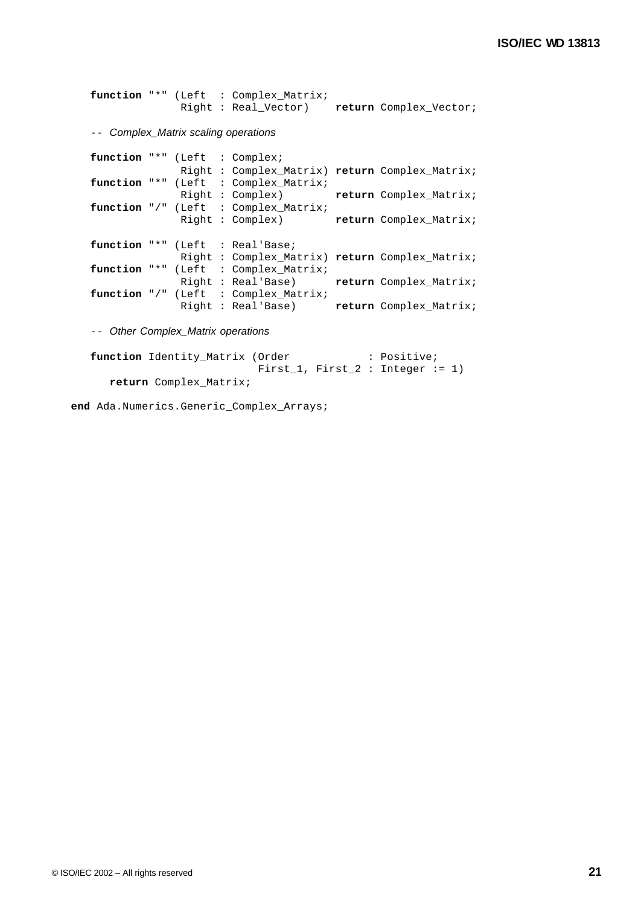```
   function "*" (Left  : Complex_Matrix;
                 Right : Real_Vector)    return Complex_Vector;

   -- Complex_Matrix scaling operations

   function "*" (Left  : Complex;
                 Right : Complex_Matrix) return Complex_Matrix;
   function "*" (Left  : Complex_Matrix;
                 Right : Complex)        return Complex_Matrix;
   function "/" (Left  : Complex_Matrix;
                 Right : Complex)        return Complex_Matrix;

   function "*" (Left  : Real'Base;
                 Right : Complex_Matrix) return Complex_Matrix;
   function "*" (Left  : Complex_Matrix;
                 Right : Real'Base)      return Complex_Matrix;
   function "/" (Left  : Complex_Matrix;
                 Right : Real'Base)      return Complex_Matrix;

   -- Other Complex_Matrix operations

   function Identity_Matrix (Order            : Positive;
                             First_1, First_2 : Integer := 1)
      return Complex_Matrix;

end Ada.Numerics.Generic_Complex_Arrays;
```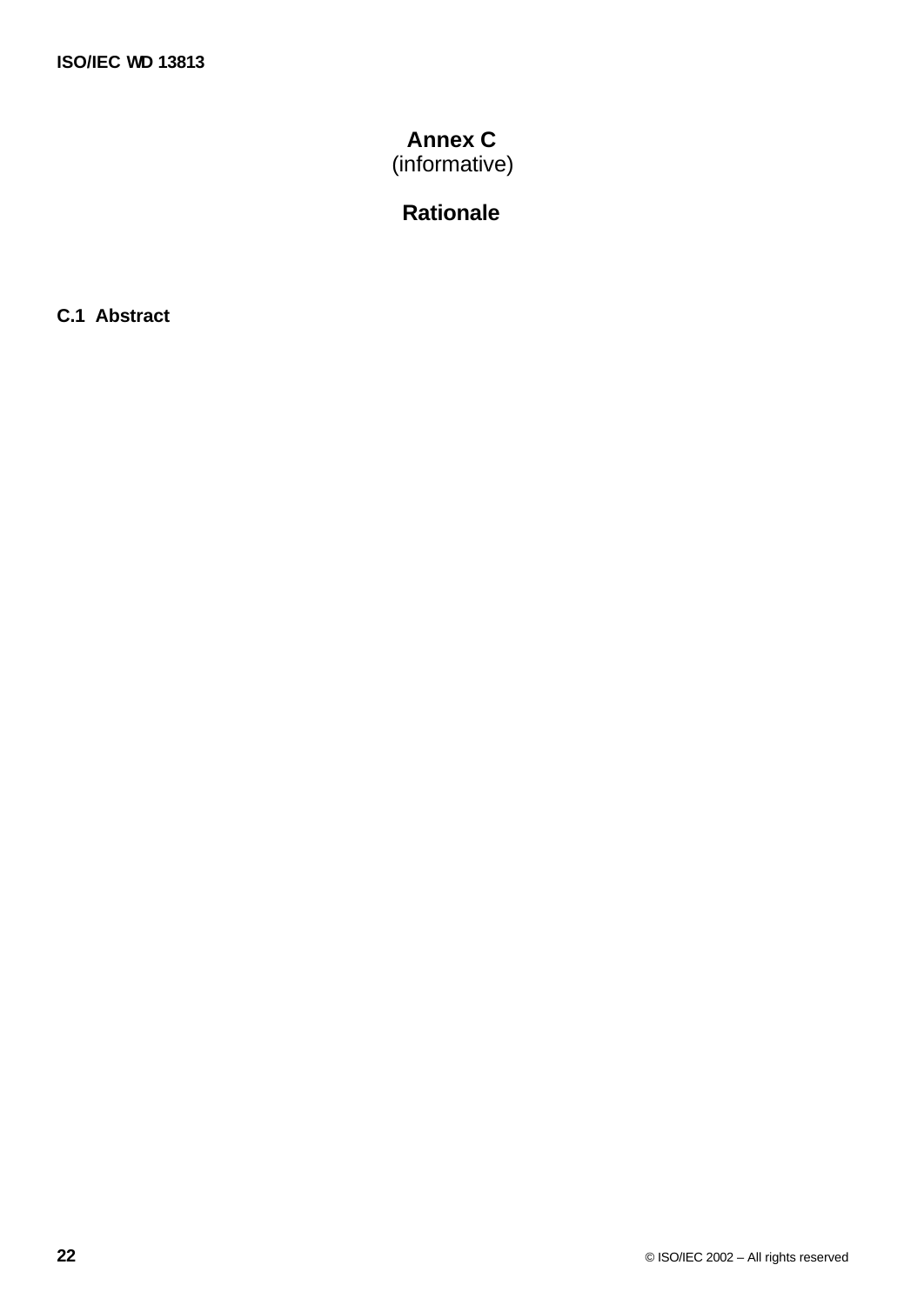# Annex C
(informative)

# Rationale

## C.1 Abstract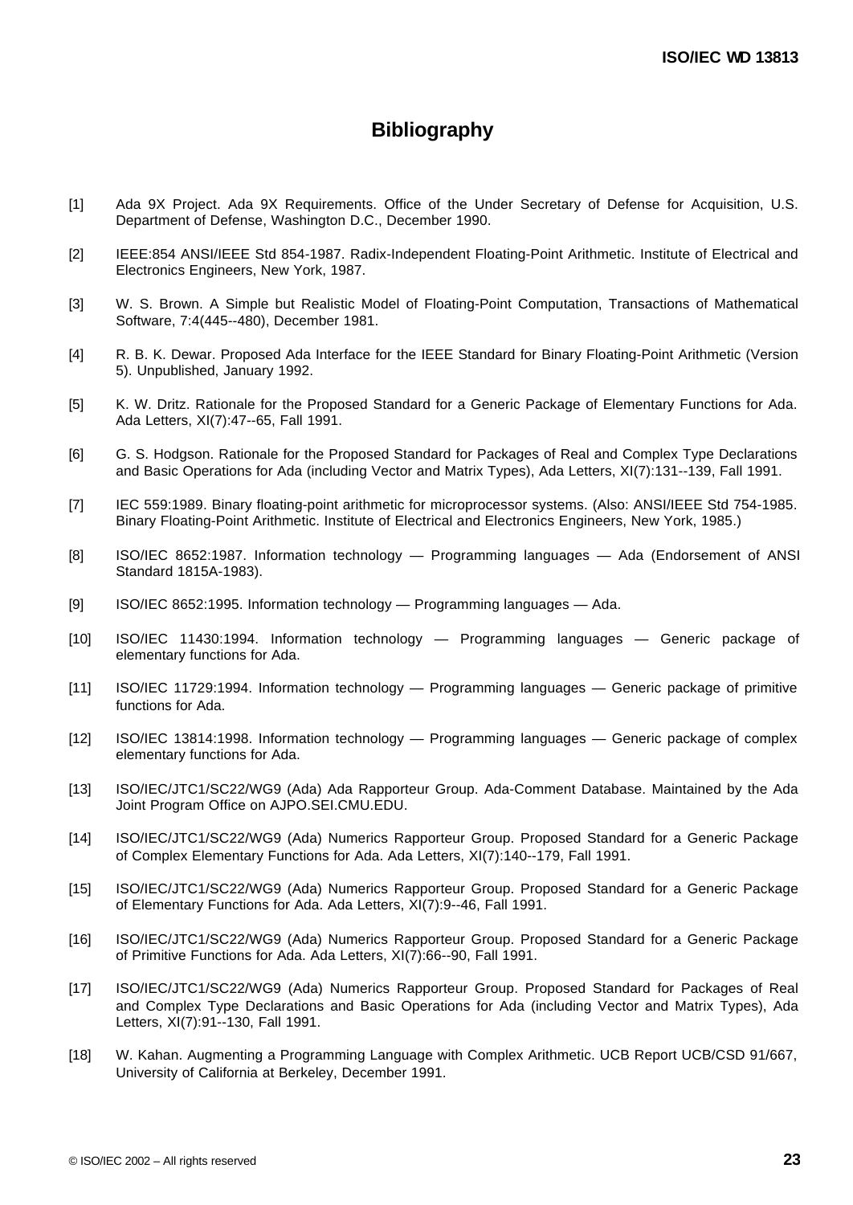# Bibliography

[1] Ada 9X Project. Ada 9X Requirements. Office of the Under Secretary of Defense for Acquisition, U.S. Department of Defense, Washington D.C., December 1990.

[2] IEEE:854 ANSI/IEEE Std 854-1987. Radix-Independent Floating-Point Arithmetic. Institute of Electrical and Electronics Engineers, New York, 1987.

[3] W. S. Brown. A Simple but Realistic Model of Floating-Point Computation, Transactions of Mathematical Software, 7:4(445--480), December 1981.

[4] R. B. K. Dewar. Proposed Ada Interface for the IEEE Standard for Binary Floating-Point Arithmetic (Version 5). Unpublished, January 1992.

[5] K. W. Dritz. Rationale for the Proposed Standard for a Generic Package of Elementary Functions for Ada. Ada Letters, XI(7):47--65, Fall 1991.

[6] G. S. Hodgson. Rationale for the Proposed Standard for Packages of Real and Complex Type Declarations and Basic Operations for Ada (including Vector and Matrix Types), Ada Letters, XI(7):131--139, Fall 1991.

[7] IEC 559:1989. Binary floating-point arithmetic for microprocessor systems. (Also: ANSI/IEEE Std 754-1985. Binary Floating-Point Arithmetic. Institute of Electrical and Electronics Engineers, New York, 1985.)

[8] ISO/IEC 8652:1987. Information technology — Programming languages — Ada (Endorsement of ANSI Standard 1815A-1983).

[9] ISO/IEC 8652:1995. Information technology — Programming languages — Ada.

[10] ISO/IEC 11430:1994. Information technology — Programming languages — Generic package of elementary functions for Ada.

[11] ISO/IEC 11729:1994. Information technology — Programming languages — Generic package of primitive functions for Ada.

[12] ISO/IEC 13814:1998. Information technology — Programming languages — Generic package of complex elementary functions for Ada.

[13] ISO/IEC/JTC1/SC22/WG9 (Ada) Ada Rapporteur Group. Ada-Comment Database. Maintained by the Ada Joint Program Office on AJPO.SEI.CMU.EDU.

[14] ISO/IEC/JTC1/SC22/WG9 (Ada) Numerics Rapporteur Group. Proposed Standard for a Generic Package of Complex Elementary Functions for Ada. Ada Letters, XI(7):140--179, Fall 1991.

[15] ISO/IEC/JTC1/SC22/WG9 (Ada) Numerics Rapporteur Group. Proposed Standard for a Generic Package of Elementary Functions for Ada. Ada Letters, XI(7):9--46, Fall 1991.

[16] ISO/IEC/JTC1/SC22/WG9 (Ada) Numerics Rapporteur Group. Proposed Standard for a Generic Package of Primitive Functions for Ada. Ada Letters, XI(7):66--90, Fall 1991.

[17] ISO/IEC/JTC1/SC22/WG9 (Ada) Numerics Rapporteur Group. Proposed Standard for Packages of Real and Complex Type Declarations and Basic Operations for Ada (including Vector and Matrix Types), Ada Letters, XI(7):91--130, Fall 1991.

[18] W. Kahan. Augmenting a Programming Language with Complex Arithmetic. UCB Report UCB/CSD 91/667, University of California at Berkeley, December 1991.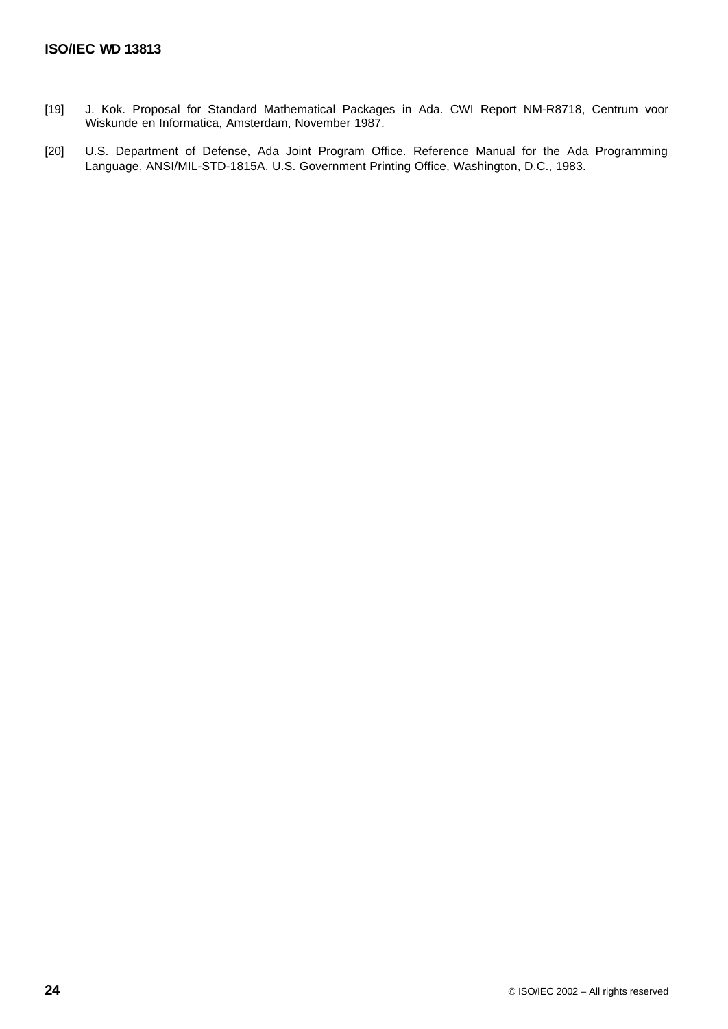[19] J. Kok. Proposal for Standard Mathematical Packages in Ada. CWI Report NM-R8718, Centrum voor Wiskunde en Informatica, Amsterdam, November 1987.

[20] U.S. Department of Defense, Ada Joint Program Office. Reference Manual for the Ada Programming Language, ANSI/MIL-STD-1815A. U.S. Government Printing Office, Washington, D.C., 1983.